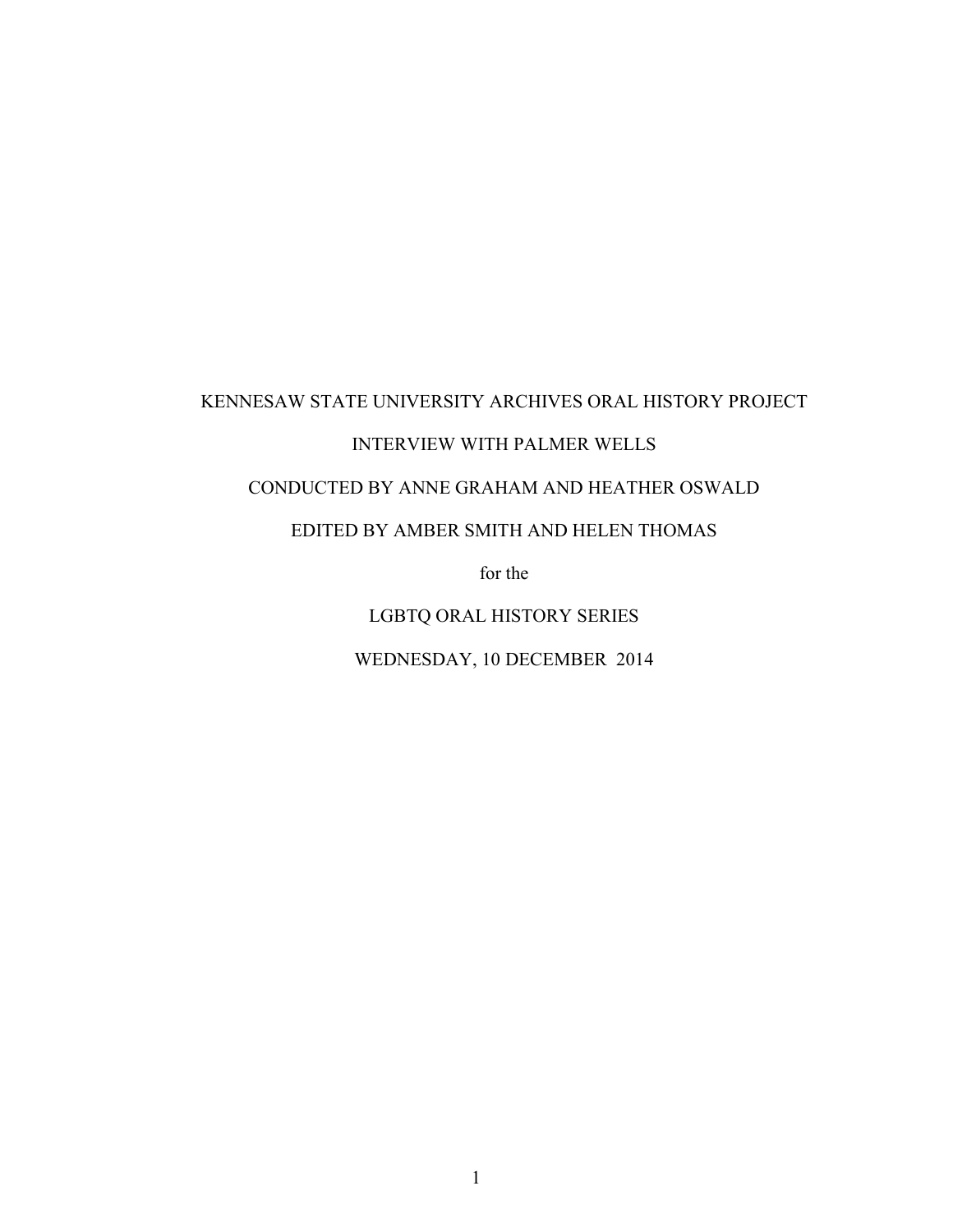KENNESAW STATE UNIVERSITY ARCHIVES ORAL HISTORY PROJECT

INTERVIEW WITH PALMER WELLS

CONDUCTED BY ANNE GRAHAM AND HEATHER OSWALD

EDITED BY AMBER SMITH AND HELEN THOMAS

for the

LGBTQ ORAL HISTORY SERIES

WEDNESDAY, 10 DECEMBER 2014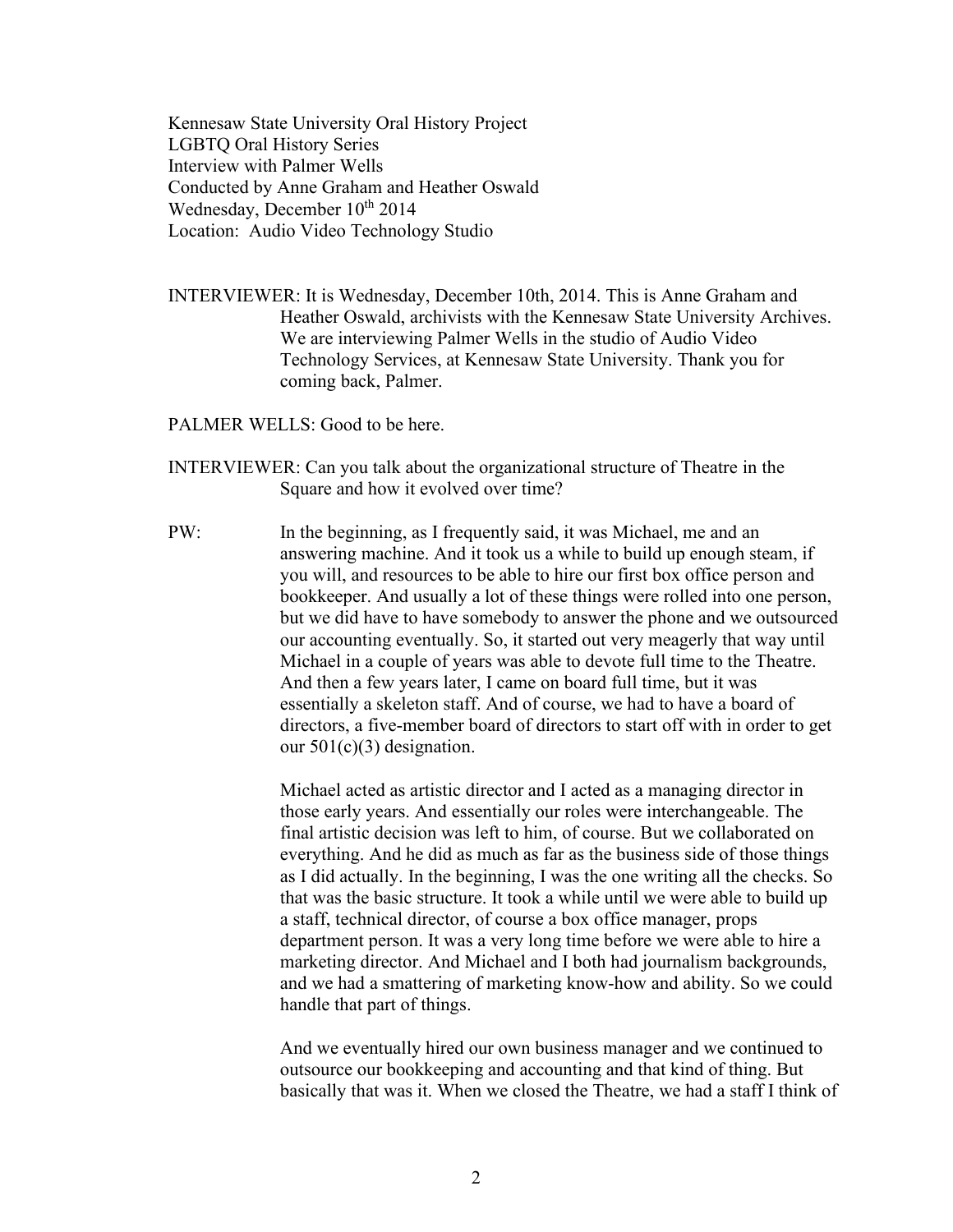Kennesaw State University Oral History Project
LGBTQ Oral History Series
Interview with Palmer Wells
Conducted by Anne Graham and Heather Oswald
Wednesday, December 10th 2014
Location: Audio Video Technology Studio

INTERVIEWER: It is Wednesday, December 10th, 2014. This is Anne Graham and Heather Oswald, archivists with the Kennesaw State University Archives. We are interviewing Palmer Wells in the studio of Audio Video Technology Services, at Kennesaw State University. Thank you for coming back, Palmer.

PALMER WELLS: Good to be here.

INTERVIEWER: Can you talk about the organizational structure of Theatre in the Square and how it evolved over time?

PW: In the beginning, as I frequently said, it was Michael, me and an answering machine. And it took us a while to build up enough steam, if you will, and resources to be able to hire our first box office person and bookkeeper. And usually a lot of these things were rolled into one person, but we did have to have somebody to answer the phone and we outsourced our accounting eventually. So, it started out very meagerly that way until Michael in a couple of years was able to devote full time to the Theatre. And then a few years later, I came on board full time, but it was essentially a skeleton staff. And of course, we had to have a board of directors, a five-member board of directors to start off with in order to get our 501(c)(3) designation.

Michael acted as artistic director and I acted as a managing director in those early years. And essentially our roles were interchangeable. The final artistic decision was left to him, of course. But we collaborated on everything. And he did as much as far as the business side of those things as I did actually. In the beginning, I was the one writing all the checks. So that was the basic structure. It took a while until we were able to build up a staff, technical director, of course a box office manager, props department person. It was a very long time before we were able to hire a marketing director. And Michael and I both had journalism backgrounds, and we had a smattering of marketing know-how and ability. So we could handle that part of things.

And we eventually hired our own business manager and we continued to outsource our bookkeeping and accounting and that kind of thing. But basically that was it. When we closed the Theatre, we had a staff I think of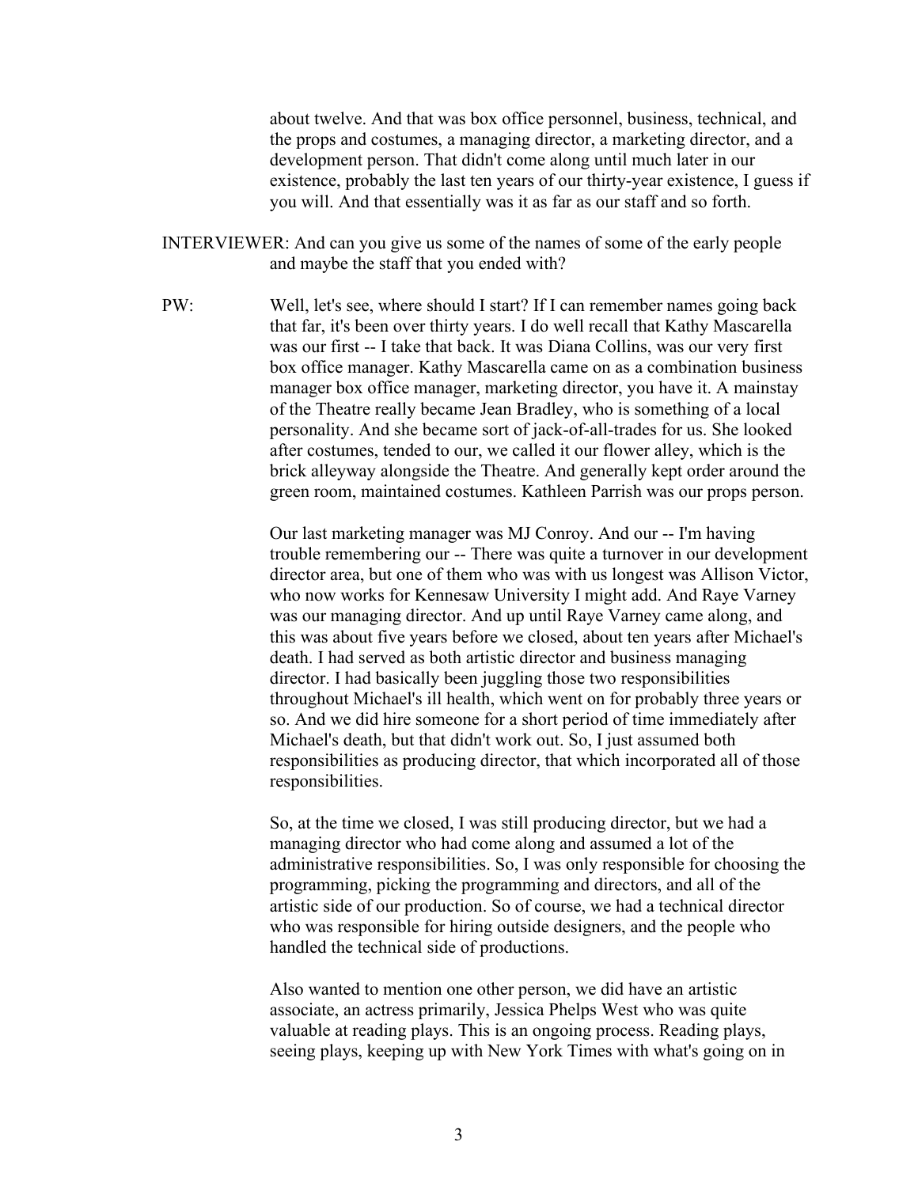about twelve. And that was box office personnel, business, technical, and the props and costumes, a managing director, a marketing director, and a development person. That didn't come along until much later in our existence, probably the last ten years of our thirty-year existence, I guess if you will. And that essentially was it as far as our staff and so forth.

INTERVIEWER: And can you give us some of the names of some of the early people and maybe the staff that you ended with?

PW: Well, let's see, where should I start? If I can remember names going back that far, it's been over thirty years. I do well recall that Kathy Mascarella was our first -- I take that back. It was Diana Collins, was our very first box office manager. Kathy Mascarella came on as a combination business manager box office manager, marketing director, you have it. A mainstay of the Theatre really became Jean Bradley, who is something of a local personality. And she became sort of jack-of-all-trades for us. She looked after costumes, tended to our, we called it our flower alley, which is the brick alleyway alongside the Theatre. And generally kept order around the green room, maintained costumes. Kathleen Parrish was our props person.

Our last marketing manager was MJ Conroy. And our -- I'm having trouble remembering our -- There was quite a turnover in our development director area, but one of them who was with us longest was Allison Victor, who now works for Kennesaw University I might add. And Raye Varney was our managing director. And up until Raye Varney came along, and this was about five years before we closed, about ten years after Michael's death. I had served as both artistic director and business managing director. I had basically been juggling those two responsibilities throughout Michael's ill health, which went on for probably three years or so. And we did hire someone for a short period of time immediately after Michael's death, but that didn't work out. So, I just assumed both responsibilities as producing director, that which incorporated all of those responsibilities.

So, at the time we closed, I was still producing director, but we had a managing director who had come along and assumed a lot of the administrative responsibilities. So, I was only responsible for choosing the programming, picking the programming and directors, and all of the artistic side of our production. So of course, we had a technical director who was responsible for hiring outside designers, and the people who handled the technical side of productions.

Also wanted to mention one other person, we did have an artistic associate, an actress primarily, Jessica Phelps West who was quite valuable at reading plays. This is an ongoing process. Reading plays, seeing plays, keeping up with New York Times with what's going on in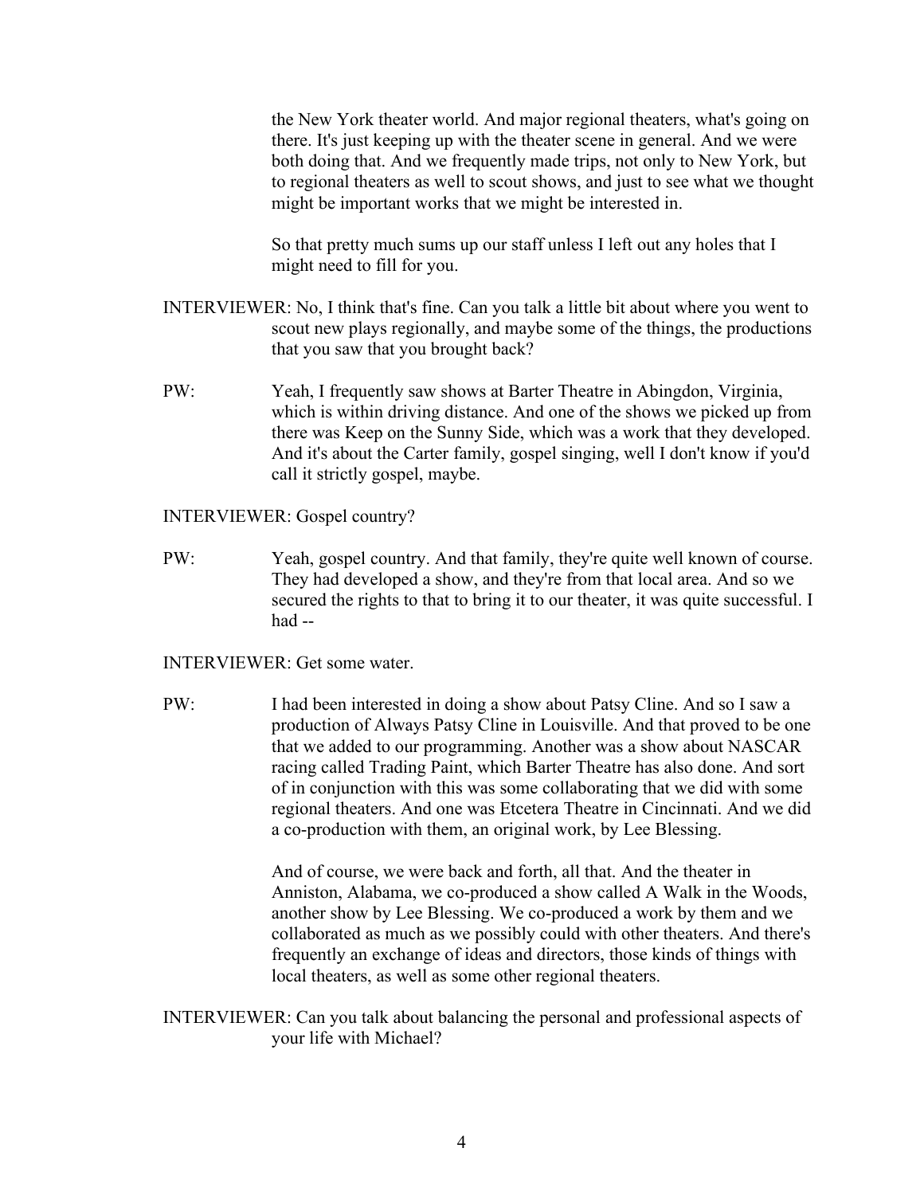the New York theater world. And major regional theaters, what's going on there. It's just keeping up with the theater scene in general. And we were both doing that. And we frequently made trips, not only to New York, but to regional theaters as well to scout shows, and just to see what we thought might be important works that we might be interested in.

So that pretty much sums up our staff unless I left out any holes that I might need to fill for you.

INTERVIEWER: No, I think that's fine. Can you talk a little bit about where you went to scout new plays regionally, and maybe some of the things, the productions that you saw that you brought back?

PW: Yeah, I frequently saw shows at Barter Theatre in Abingdon, Virginia, which is within driving distance. And one of the shows we picked up from there was Keep on the Sunny Side, which was a work that they developed. And it's about the Carter family, gospel singing, well I don't know if you'd call it strictly gospel, maybe.

INTERVIEWER: Gospel country?

PW: Yeah, gospel country. And that family, they're quite well known of course. They had developed a show, and they're from that local area. And so we secured the rights to that to bring it to our theater, it was quite successful. I had --

INTERVIEWER: Get some water.

PW: I had been interested in doing a show about Patsy Cline. And so I saw a production of Always Patsy Cline in Louisville. And that proved to be one that we added to our programming. Another was a show about NASCAR racing called Trading Paint, which Barter Theatre has also done. And sort of in conjunction with this was some collaborating that we did with some regional theaters. And one was Etcetera Theatre in Cincinnati. And we did a co-production with them, an original work, by Lee Blessing.

And of course, we were back and forth, all that. And the theater in Anniston, Alabama, we co-produced a show called A Walk in the Woods, another show by Lee Blessing. We co-produced a work by them and we collaborated as much as we possibly could with other theaters. And there's frequently an exchange of ideas and directors, those kinds of things with local theaters, as well as some other regional theaters.

INTERVIEWER: Can you talk about balancing the personal and professional aspects of your life with Michael?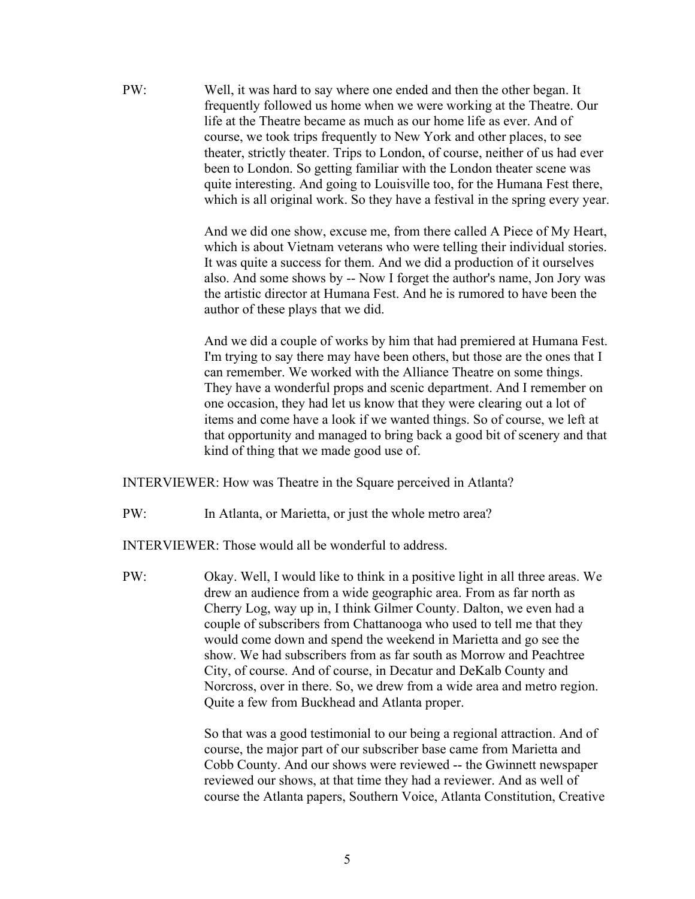PW: Well, it was hard to say where one ended and then the other began. It frequently followed us home when we were working at the Theatre. Our life at the Theatre became as much as our home life as ever. And of course, we took trips frequently to New York and other places, to see theater, strictly theater. Trips to London, of course, neither of us had ever been to London. So getting familiar with the London theater scene was quite interesting. And going to Louisville too, for the Humana Fest there, which is all original work. So they have a festival in the spring every year.

And we did one show, excuse me, from there called A Piece of My Heart, which is about Vietnam veterans who were telling their individual stories. It was quite a success for them. And we did a production of it ourselves also. And some shows by -- Now I forget the author's name, Jon Jory was the artistic director at Humana Fest. And he is rumored to have been the author of these plays that we did.

And we did a couple of works by him that had premiered at Humana Fest. I'm trying to say there may have been others, but those are the ones that I can remember. We worked with the Alliance Theatre on some things. They have a wonderful props and scenic department. And I remember on one occasion, they had let us know that they were clearing out a lot of items and come have a look if we wanted things. So of course, we left at that opportunity and managed to bring back a good bit of scenery and that kind of thing that we made good use of.

INTERVIEWER: How was Theatre in the Square perceived in Atlanta?

PW: In Atlanta, or Marietta, or just the whole metro area?

INTERVIEWER: Those would all be wonderful to address.

PW: Okay. Well, I would like to think in a positive light in all three areas. We drew an audience from a wide geographic area. From as far north as Cherry Log, way up in, I think Gilmer County. Dalton, we even had a couple of subscribers from Chattanooga who used to tell me that they would come down and spend the weekend in Marietta and go see the show. We had subscribers from as far south as Morrow and Peachtree City, of course. And of course, in Decatur and DeKalb County and Norcross, over in there. So, we drew from a wide area and metro region. Quite a few from Buckhead and Atlanta proper.

So that was a good testimonial to our being a regional attraction. And of course, the major part of our subscriber base came from Marietta and Cobb County. And our shows were reviewed -- the Gwinnett newspaper reviewed our shows, at that time they had a reviewer. And as well of course the Atlanta papers, Southern Voice, Atlanta Constitution, Creative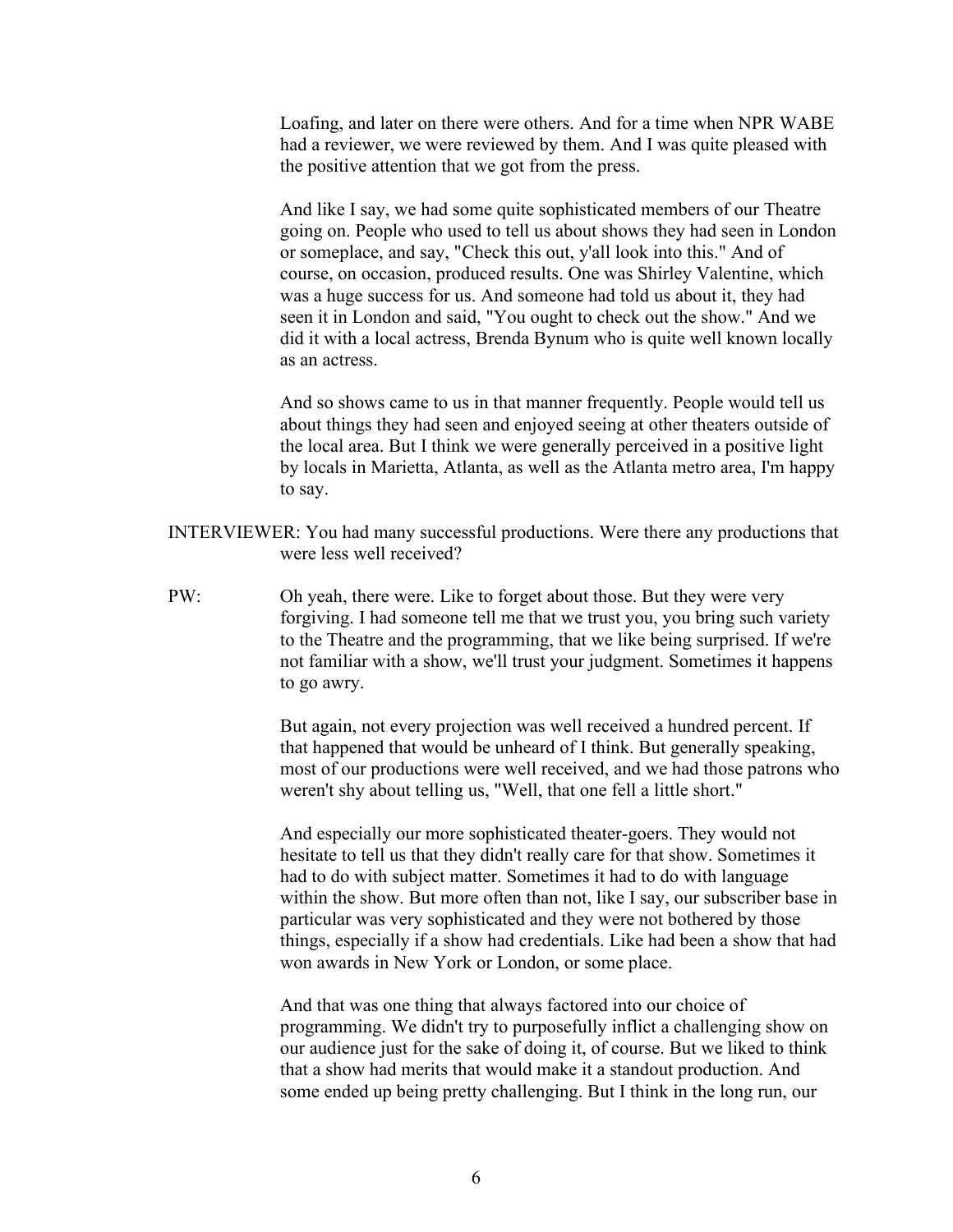Loafing, and later on there were others. And for a time when NPR WABE had a reviewer, we were reviewed by them. And I was quite pleased with the positive attention that we got from the press.

And like I say, we had some quite sophisticated members of our Theatre going on. People who used to tell us about shows they had seen in London or someplace, and say, "Check this out, y'all look into this." And of course, on occasion, produced results. One was Shirley Valentine, which was a huge success for us. And someone had told us about it, they had seen it in London and said, "You ought to check out the show." And we did it with a local actress, Brenda Bynum who is quite well known locally as an actress.

And so shows came to us in that manner frequently. People would tell us about things they had seen and enjoyed seeing at other theaters outside of the local area. But I think we were generally perceived in a positive light by locals in Marietta, Atlanta, as well as the Atlanta metro area, I'm happy to say.

INTERVIEWER: You had many successful productions. Were there any productions that were less well received?

PW: Oh yeah, there were. Like to forget about those. But they were very forgiving. I had someone tell me that we trust you, you bring such variety to the Theatre and the programming, that we like being surprised. If we're not familiar with a show, we'll trust your judgment. Sometimes it happens to go awry.

But again, not every projection was well received a hundred percent. If that happened that would be unheard of I think. But generally speaking, most of our productions were well received, and we had those patrons who weren't shy about telling us, "Well, that one fell a little short."

And especially our more sophisticated theater-goers. They would not hesitate to tell us that they didn't really care for that show. Sometimes it had to do with subject matter. Sometimes it had to do with language within the show. But more often than not, like I say, our subscriber base in particular was very sophisticated and they were not bothered by those things, especially if a show had credentials. Like had been a show that had won awards in New York or London, or some place.

And that was one thing that always factored into our choice of programming. We didn't try to purposefully inflict a challenging show on our audience just for the sake of doing it, of course. But we liked to think that a show had merits that would make it a standout production. And some ended up being pretty challenging. But I think in the long run, our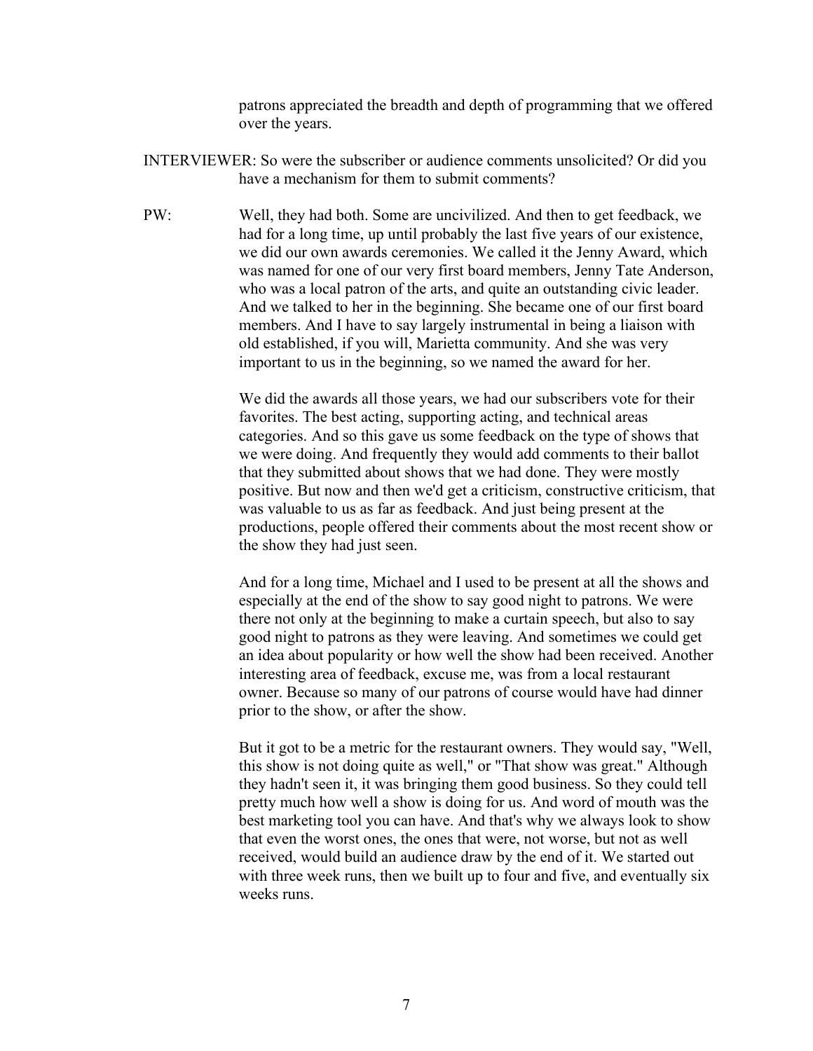patrons appreciated the breadth and depth of programming that we offered over the years.

INTERVIEWER: So were the subscriber or audience comments unsolicited? Or did you have a mechanism for them to submit comments?

PW: Well, they had both. Some are uncivilized. And then to get feedback, we had for a long time, up until probably the last five years of our existence, we did our own awards ceremonies. We called it the Jenny Award, which was named for one of our very first board members, Jenny Tate Anderson, who was a local patron of the arts, and quite an outstanding civic leader. And we talked to her in the beginning. She became one of our first board members. And I have to say largely instrumental in being a liaison with old established, if you will, Marietta community. And she was very important to us in the beginning, so we named the award for her.

We did the awards all those years, we had our subscribers vote for their favorites. The best acting, supporting acting, and technical areas categories. And so this gave us some feedback on the type of shows that we were doing. And frequently they would add comments to their ballot that they submitted about shows that we had done. They were mostly positive. But now and then we'd get a criticism, constructive criticism, that was valuable to us as far as feedback. And just being present at the productions, people offered their comments about the most recent show or the show they had just seen.

And for a long time, Michael and I used to be present at all the shows and especially at the end of the show to say good night to patrons. We were there not only at the beginning to make a curtain speech, but also to say good night to patrons as they were leaving. And sometimes we could get an idea about popularity or how well the show had been received. Another interesting area of feedback, excuse me, was from a local restaurant owner. Because so many of our patrons of course would have had dinner prior to the show, or after the show.

But it got to be a metric for the restaurant owners. They would say, "Well, this show is not doing quite as well," or "That show was great." Although they hadn't seen it, it was bringing them good business. So they could tell pretty much how well a show is doing for us. And word of mouth was the best marketing tool you can have. And that's why we always look to show that even the worst ones, the ones that were, not worse, but not as well received, would build an audience draw by the end of it. We started out with three week runs, then we built up to four and five, and eventually six weeks runs.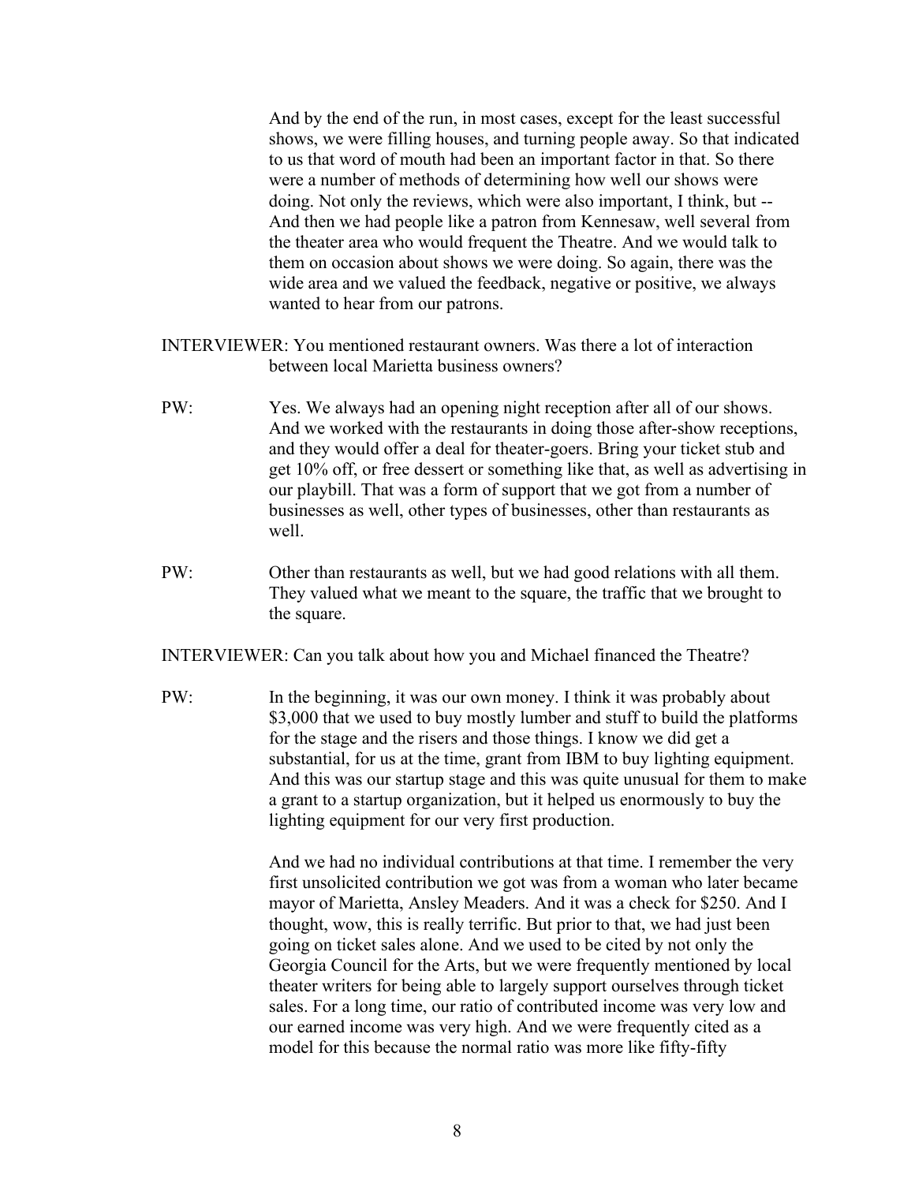And by the end of the run, in most cases, except for the least successful shows, we were filling houses, and turning people away. So that indicated to us that word of mouth had been an important factor in that. So there were a number of methods of determining how well our shows were doing. Not only the reviews, which were also important, I think, but -- And then we had people like a patron from Kennesaw, well several from the theater area who would frequent the Theatre. And we would talk to them on occasion about shows we were doing. So again, there was the wide area and we valued the feedback, negative or positive, we always wanted to hear from our patrons.

INTERVIEWER: You mentioned restaurant owners. Was there a lot of interaction between local Marietta business owners?

PW: Yes. We always had an opening night reception after all of our shows. And we worked with the restaurants in doing those after-show receptions, and they would offer a deal for theater-goers. Bring your ticket stub and get 10% off, or free dessert or something like that, as well as advertising in our playbill. That was a form of support that we got from a number of businesses as well, other types of businesses, other than restaurants as well.

PW: Other than restaurants as well, but we had good relations with all them. They valued what we meant to the square, the traffic that we brought to the square.

INTERVIEWER: Can you talk about how you and Michael financed the Theatre?

PW: In the beginning, it was our own money. I think it was probably about $3,000 that we used to buy mostly lumber and stuff to build the platforms for the stage and the risers and those things. I know we did get a substantial, for us at the time, grant from IBM to buy lighting equipment. And this was our startup stage and this was quite unusual for them to make a grant to a startup organization, but it helped us enormously to buy the lighting equipment for our very first production.

And we had no individual contributions at that time. I remember the very first unsolicited contribution we got was from a woman who later became mayor of Marietta, Ansley Meaders. And it was a check for $250. And I thought, wow, this is really terrific. But prior to that, we had just been going on ticket sales alone. And we used to be cited by not only the Georgia Council for the Arts, but we were frequently mentioned by local theater writers for being able to largely support ourselves through ticket sales. For a long time, our ratio of contributed income was very low and our earned income was very high. And we were frequently cited as a model for this because the normal ratio was more like fifty-fifty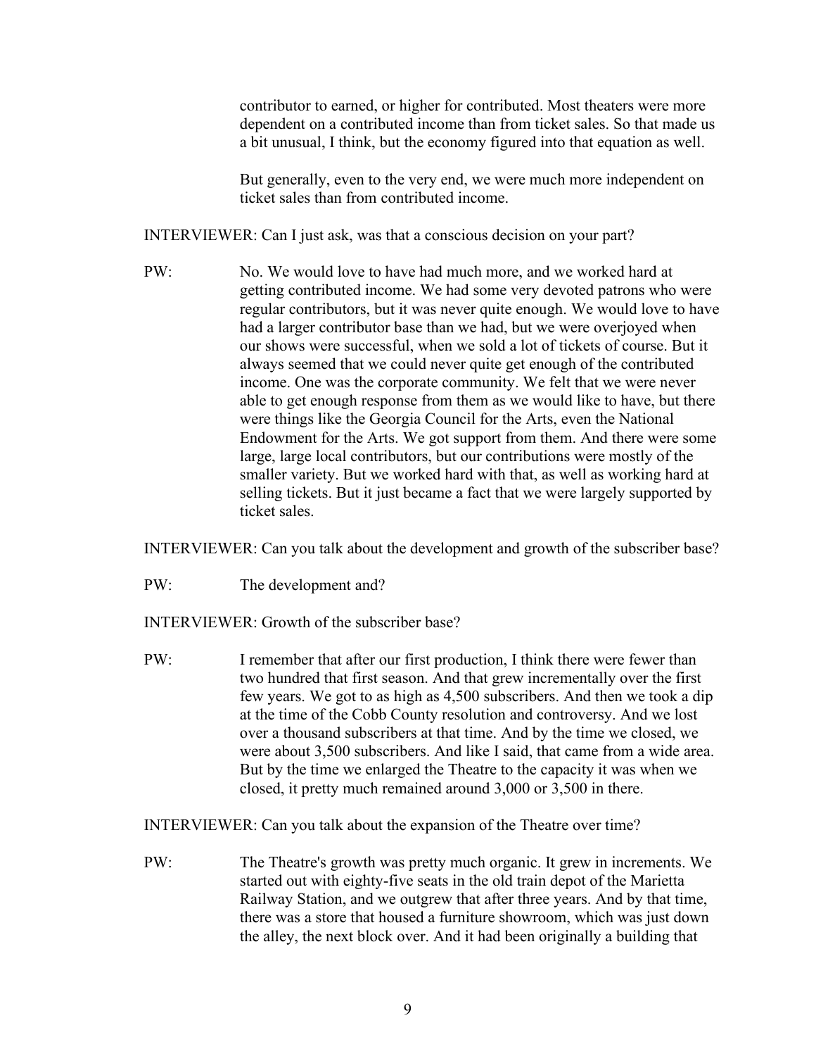contributor to earned, or higher for contributed. Most theaters were more dependent on a contributed income than from ticket sales. So that made us a bit unusual, I think, but the economy figured into that equation as well.

But generally, even to the very end, we were much more independent on ticket sales than from contributed income.

INTERVIEWER: Can I just ask, was that a conscious decision on your part?

PW: No. We would love to have had much more, and we worked hard at getting contributed income. We had some very devoted patrons who were regular contributors, but it was never quite enough. We would love to have had a larger contributor base than we had, but we were overjoyed when our shows were successful, when we sold a lot of tickets of course. But it always seemed that we could never quite get enough of the contributed income. One was the corporate community. We felt that we were never able to get enough response from them as we would like to have, but there were things like the Georgia Council for the Arts, even the National Endowment for the Arts. We got support from them. And there were some large, large local contributors, but our contributions were mostly of the smaller variety. But we worked hard with that, as well as working hard at selling tickets. But it just became a fact that we were largely supported by ticket sales.

INTERVIEWER: Can you talk about the development and growth of the subscriber base?

PW: The development and?

INTERVIEWER: Growth of the subscriber base?

PW: I remember that after our first production, I think there were fewer than two hundred that first season. And that grew incrementally over the first few years. We got to as high as 4,500 subscribers. And then we took a dip at the time of the Cobb County resolution and controversy. And we lost over a thousand subscribers at that time. And by the time we closed, we were about 3,500 subscribers. And like I said, that came from a wide area. But by the time we enlarged the Theatre to the capacity it was when we closed, it pretty much remained around 3,000 or 3,500 in there.

INTERVIEWER: Can you talk about the expansion of the Theatre over time?

PW: The Theatre's growth was pretty much organic. It grew in increments. We started out with eighty-five seats in the old train depot of the Marietta Railway Station, and we outgrew that after three years. And by that time, there was a store that housed a furniture showroom, which was just down the alley, the next block over. And it had been originally a building that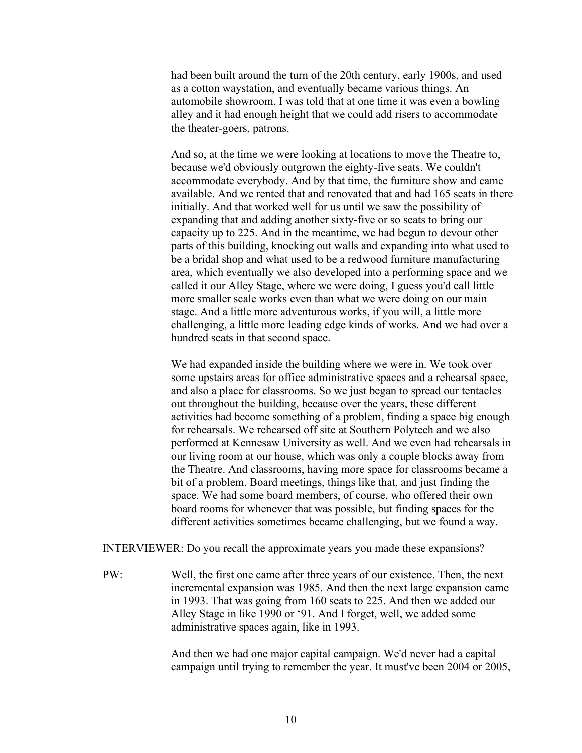had been built around the turn of the 20th century, early 1900s, and used as a cotton waystation, and eventually became various things. An automobile showroom, I was told that at one time it was even a bowling alley and it had enough height that we could add risers to accommodate the theater-goers, patrons.

And so, at the time we were looking at locations to move the Theatre to, because we'd obviously outgrown the eighty-five seats. We couldn't accommodate everybody. And by that time, the furniture show and came available. And we rented that and renovated that and had 165 seats in there initially. And that worked well for us until we saw the possibility of expanding that and adding another sixty-five or so seats to bring our capacity up to 225. And in the meantime, we had begun to devour other parts of this building, knocking out walls and expanding into what used to be a bridal shop and what used to be a redwood furniture manufacturing area, which eventually we also developed into a performing space and we called it our Alley Stage, where we were doing, I guess you'd call little more smaller scale works even than what we were doing on our main stage. And a little more adventurous works, if you will, a little more challenging, a little more leading edge kinds of works. And we had over a hundred seats in that second space.

We had expanded inside the building where we were in. We took over some upstairs areas for office administrative spaces and a rehearsal space, and also a place for classrooms. So we just began to spread our tentacles out throughout the building, because over the years, these different activities had become something of a problem, finding a space big enough for rehearsals. We rehearsed off site at Southern Polytech and we also performed at Kennesaw University as well. And we even had rehearsals in our living room at our house, which was only a couple blocks away from the Theatre. And classrooms, having more space for classrooms became a bit of a problem. Board meetings, things like that, and just finding the space. We had some board members, of course, who offered their own board rooms for whenever that was possible, but finding spaces for the different activities sometimes became challenging, but we found a way.

INTERVIEWER: Do you recall the approximate years you made these expansions?

PW: Well, the first one came after three years of our existence. Then, the next incremental expansion was 1985. And then the next large expansion came in 1993. That was going from 160 seats to 225. And then we added our Alley Stage in like 1990 or '91. And I forget, well, we added some administrative spaces again, like in 1993.

And then we had one major capital campaign. We'd never had a capital campaign until trying to remember the year. It must've been 2004 or 2005,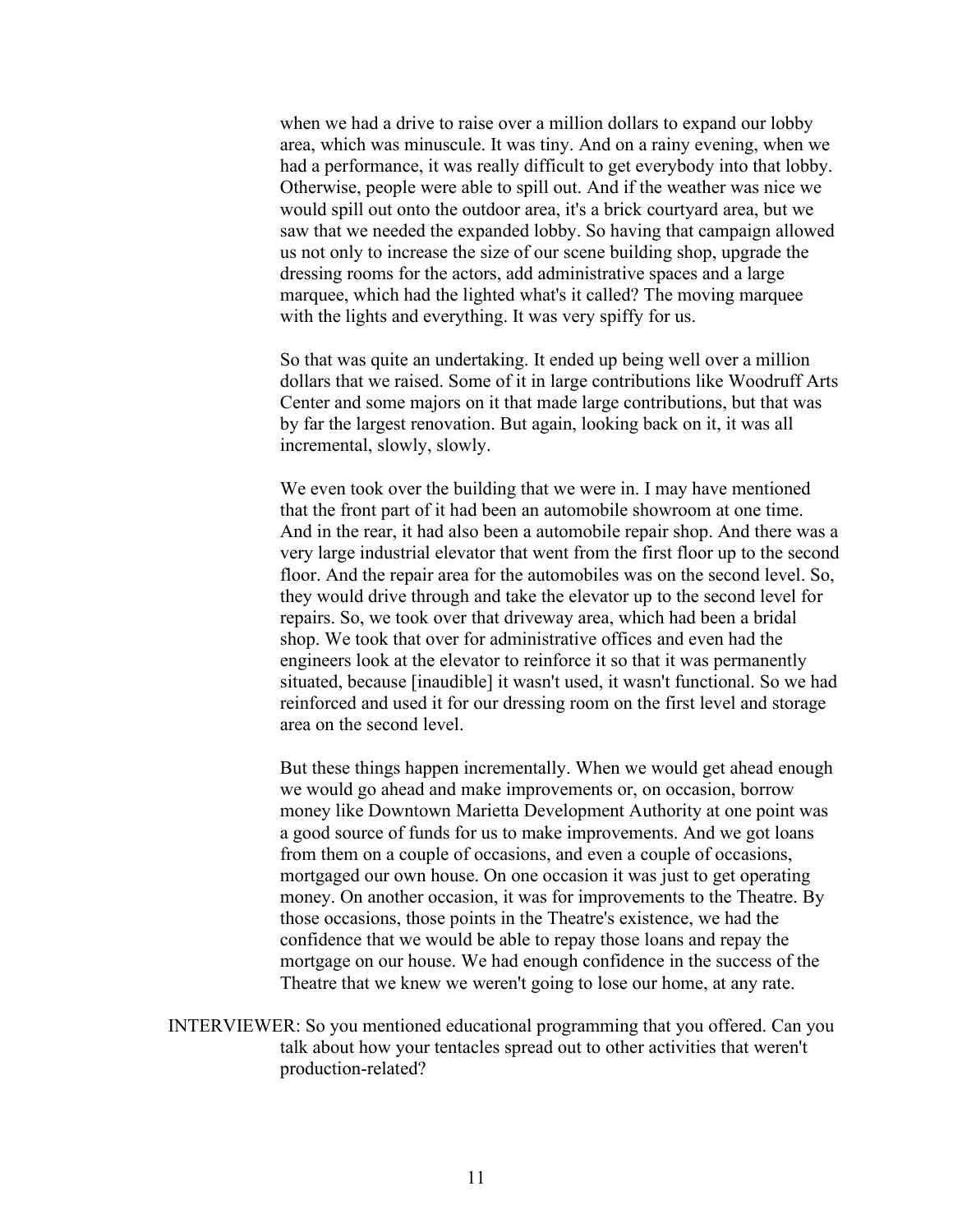when we had a drive to raise over a million dollars to expand our lobby area, which was minuscule. It was tiny. And on a rainy evening, when we had a performance, it was really difficult to get everybody into that lobby. Otherwise, people were able to spill out. And if the weather was nice we would spill out onto the outdoor area, it's a brick courtyard area, but we saw that we needed the expanded lobby. So having that campaign allowed us not only to increase the size of our scene building shop, upgrade the dressing rooms for the actors, add administrative spaces and a large marquee, which had the lighted what's it called? The moving marquee with the lights and everything. It was very spiffy for us.

So that was quite an undertaking. It ended up being well over a million dollars that we raised. Some of it in large contributions like Woodruff Arts Center and some majors on it that made large contributions, but that was by far the largest renovation. But again, looking back on it, it was all incremental, slowly, slowly.

We even took over the building that we were in. I may have mentioned that the front part of it had been an automobile showroom at one time. And in the rear, it had also been a automobile repair shop. And there was a very large industrial elevator that went from the first floor up to the second floor. And the repair area for the automobiles was on the second level. So, they would drive through and take the elevator up to the second level for repairs. So, we took over that driveway area, which had been a bridal shop. We took that over for administrative offices and even had the engineers look at the elevator to reinforce it so that it was permanently situated, because [inaudible] it wasn't used, it wasn't functional. So we had reinforced and used it for our dressing room on the first level and storage area on the second level.

But these things happen incrementally. When we would get ahead enough we would go ahead and make improvements or, on occasion, borrow money like Downtown Marietta Development Authority at one point was a good source of funds for us to make improvements. And we got loans from them on a couple of occasions, and even a couple of occasions, mortgaged our own house. On one occasion it was just to get operating money. On another occasion, it was for improvements to the Theatre. By those occasions, those points in the Theatre's existence, we had the confidence that we would be able to repay those loans and repay the mortgage on our house. We had enough confidence in the success of the Theatre that we knew we weren't going to lose our home, at any rate.

INTERVIEWER: So you mentioned educational programming that you offered. Can you talk about how your tentacles spread out to other activities that weren't production-related?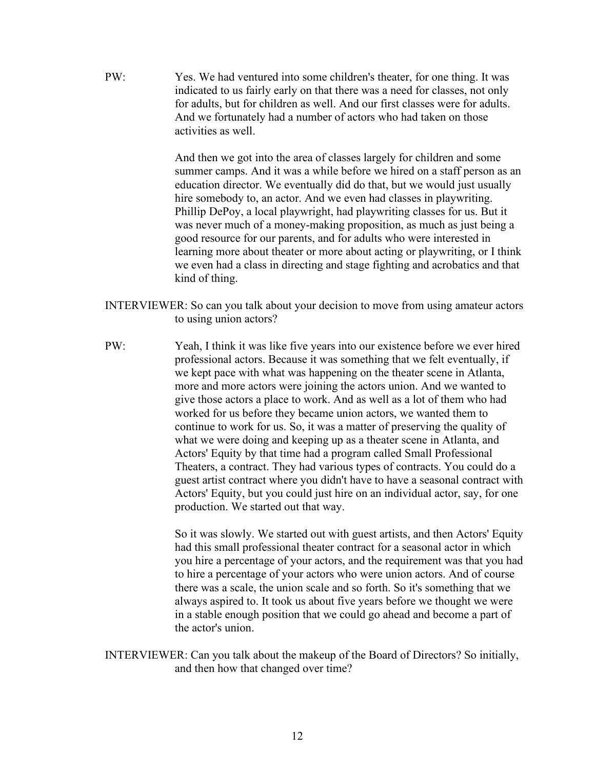PW: Yes. We had ventured into some children's theater, for one thing. It was indicated to us fairly early on that there was a need for classes, not only for adults, but for children as well. And our first classes were for adults. And we fortunately had a number of actors who had taken on those activities as well.

And then we got into the area of classes largely for children and some summer camps. And it was a while before we hired on a staff person as an education director. We eventually did do that, but we would just usually hire somebody to, an actor. And we even had classes in playwriting. Phillip DePoy, a local playwright, had playwriting classes for us. But it was never much of a money-making proposition, as much as just being a good resource for our parents, and for adults who were interested in learning more about theater or more about acting or playwriting, or I think we even had a class in directing and stage fighting and acrobatics and that kind of thing.

INTERVIEWER: So can you talk about your decision to move from using amateur actors to using union actors?

PW: Yeah, I think it was like five years into our existence before we ever hired professional actors. Because it was something that we felt eventually, if we kept pace with what was happening on the theater scene in Atlanta, more and more actors were joining the actors union. And we wanted to give those actors a place to work. And as well as a lot of them who had worked for us before they became union actors, we wanted them to continue to work for us. So, it was a matter of preserving the quality of what we were doing and keeping up as a theater scene in Atlanta, and Actors' Equity by that time had a program called Small Professional Theaters, a contract. They had various types of contracts. You could do a guest artist contract where you didn't have to have a seasonal contract with Actors' Equity, but you could just hire on an individual actor, say, for one production. We started out that way.

So it was slowly. We started out with guest artists, and then Actors' Equity had this small professional theater contract for a seasonal actor in which you hire a percentage of your actors, and the requirement was that you had to hire a percentage of your actors who were union actors. And of course there was a scale, the union scale and so forth. So it's something that we always aspired to. It took us about five years before we thought we were in a stable enough position that we could go ahead and become a part of the actor's union.

INTERVIEWER: Can you talk about the makeup of the Board of Directors? So initially, and then how that changed over time?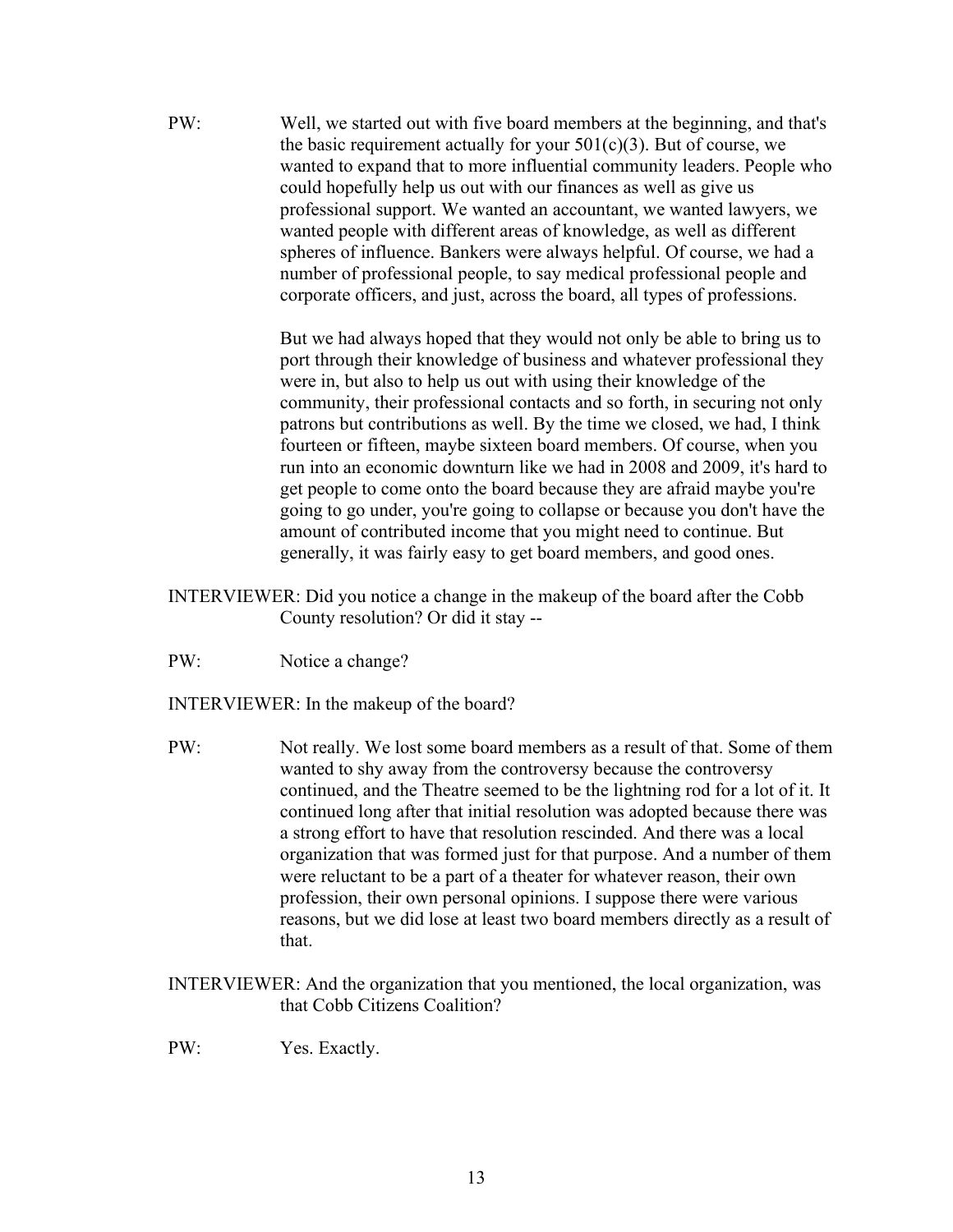PW: Well, we started out with five board members at the beginning, and that's the basic requirement actually for your 501(c)(3). But of course, we wanted to expand that to more influential community leaders. People who could hopefully help us out with our finances as well as give us professional support. We wanted an accountant, we wanted lawyers, we wanted people with different areas of knowledge, as well as different spheres of influence. Bankers were always helpful. Of course, we had a number of professional people, to say medical professional people and corporate officers, and just, across the board, all types of professions.

But we had always hoped that they would not only be able to bring us to port through their knowledge of business and whatever professional they were in, but also to help us out with using their knowledge of the community, their professional contacts and so forth, in securing not only patrons but contributions as well. By the time we closed, we had, I think fourteen or fifteen, maybe sixteen board members. Of course, when you run into an economic downturn like we had in 2008 and 2009, it's hard to get people to come onto the board because they are afraid maybe you're going to go under, you're going to collapse or because you don't have the amount of contributed income that you might need to continue. But generally, it was fairly easy to get board members, and good ones.

INTERVIEWER: Did you notice a change in the makeup of the board after the Cobb County resolution? Or did it stay --

PW: Notice a change?

INTERVIEWER: In the makeup of the board?

PW: Not really. We lost some board members as a result of that. Some of them wanted to shy away from the controversy because the controversy continued, and the Theatre seemed to be the lightning rod for a lot of it. It continued long after that initial resolution was adopted because there was a strong effort to have that resolution rescinded. And there was a local organization that was formed just for that purpose. And a number of them were reluctant to be a part of a theater for whatever reason, their own profession, their own personal opinions. I suppose there were various reasons, but we did lose at least two board members directly as a result of that.

INTERVIEWER: And the organization that you mentioned, the local organization, was that Cobb Citizens Coalition?

PW: Yes. Exactly.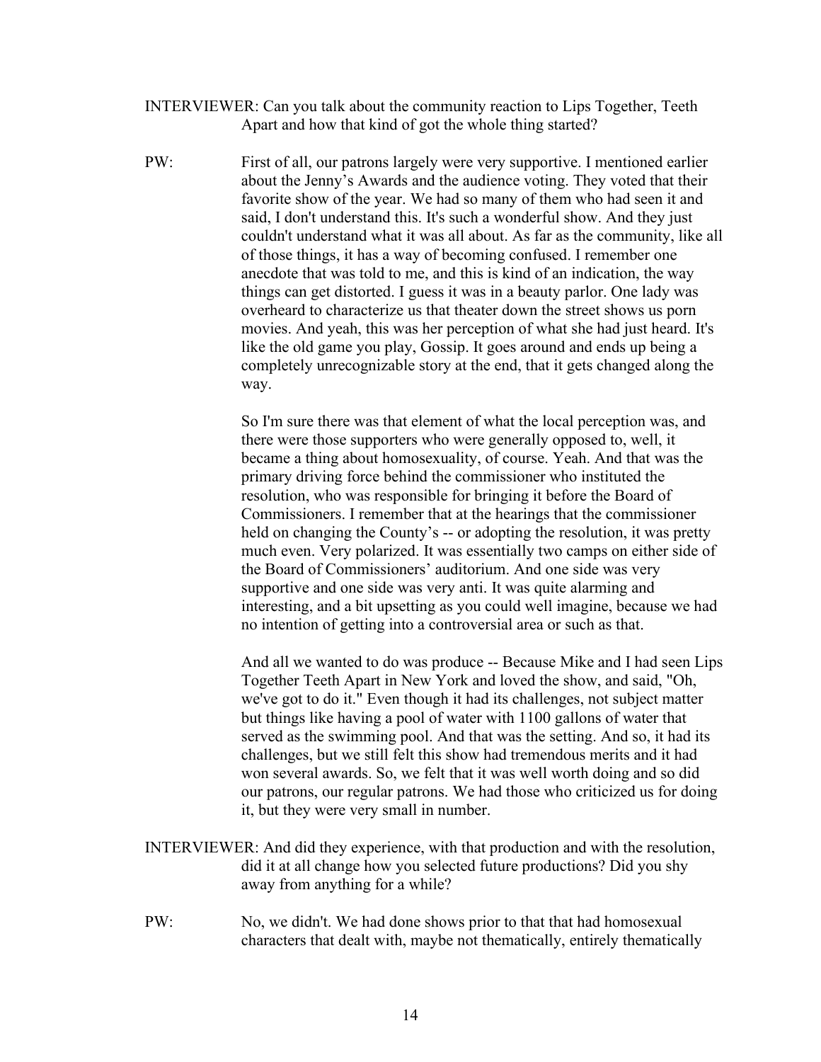INTERVIEWER: Can you talk about the community reaction to Lips Together, Teeth Apart and how that kind of got the whole thing started?

PW: First of all, our patrons largely were very supportive. I mentioned earlier about the Jenny's Awards and the audience voting. They voted that their favorite show of the year. We had so many of them who had seen it and said, I don't understand this. It's such a wonderful show. And they just couldn't understand what it was all about. As far as the community, like all of those things, it has a way of becoming confused. I remember one anecdote that was told to me, and this is kind of an indication, the way things can get distorted. I guess it was in a beauty parlor. One lady was overheard to characterize us that theater down the street shows us porn movies. And yeah, this was her perception of what she had just heard. It's like the old game you play, Gossip. It goes around and ends up being a completely unrecognizable story at the end, that it gets changed along the way.

So I'm sure there was that element of what the local perception was, and there were those supporters who were generally opposed to, well, it became a thing about homosexuality, of course. Yeah. And that was the primary driving force behind the commissioner who instituted the resolution, who was responsible for bringing it before the Board of Commissioners. I remember that at the hearings that the commissioner held on changing the County's -- or adopting the resolution, it was pretty much even. Very polarized. It was essentially two camps on either side of the Board of Commissioners' auditorium. And one side was very supportive and one side was very anti. It was quite alarming and interesting, and a bit upsetting as you could well imagine, because we had no intention of getting into a controversial area or such as that.

And all we wanted to do was produce -- Because Mike and I had seen Lips Together Teeth Apart in New York and loved the show, and said, "Oh, we've got to do it." Even though it had its challenges, not subject matter but things like having a pool of water with 1100 gallons of water that served as the swimming pool. And that was the setting. And so, it had its challenges, but we still felt this show had tremendous merits and it had won several awards. So, we felt that it was well worth doing and so did our patrons, our regular patrons. We had those who criticized us for doing it, but they were very small in number.

INTERVIEWER: And did they experience, with that production and with the resolution, did it at all change how you selected future productions? Did you shy away from anything for a while?

PW: No, we didn't. We had done shows prior to that that had homosexual characters that dealt with, maybe not thematically, entirely thematically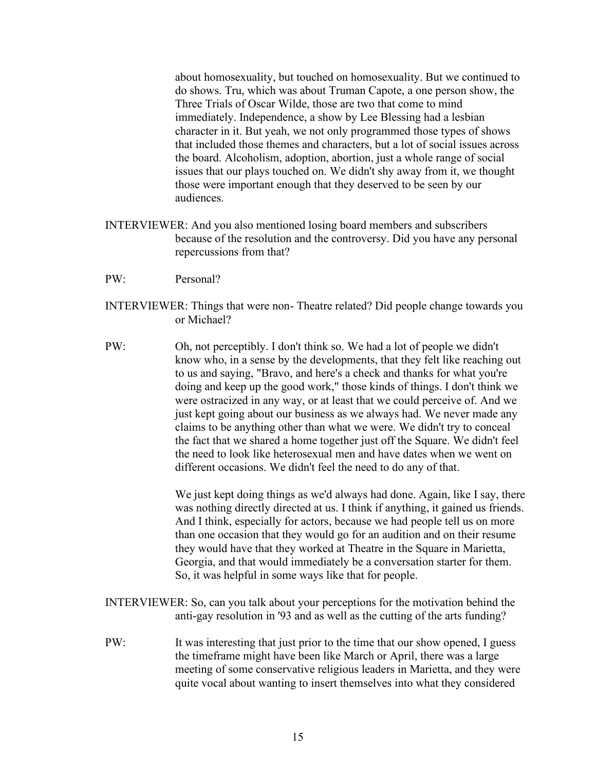about homosexuality, but touched on homosexuality. But we continued to do shows. Tru, which was about Truman Capote, a one person show, the Three Trials of Oscar Wilde, those are two that come to mind immediately. Independence, a show by Lee Blessing had a lesbian character in it. But yeah, we not only programmed those types of shows that included those themes and characters, but a lot of social issues across the board. Alcoholism, adoption, abortion, just a whole range of social issues that our plays touched on. We didn't shy away from it, we thought those were important enough that they deserved to be seen by our audiences.

INTERVIEWER: And you also mentioned losing board members and subscribers because of the resolution and the controversy. Did you have any personal repercussions from that?

PW: Personal?

INTERVIEWER: Things that were non- Theatre related? Did people change towards you or Michael?

PW: Oh, not perceptibly. I don't think so. We had a lot of people we didn't know who, in a sense by the developments, that they felt like reaching out to us and saying, "Bravo, and here's a check and thanks for what you're doing and keep up the good work," those kinds of things. I don't think we were ostracized in any way, or at least that we could perceive of. And we just kept going about our business as we always had. We never made any claims to be anything other than what we were. We didn't try to conceal the fact that we shared a home together just off the Square. We didn't feel the need to look like heterosexual men and have dates when we went on different occasions. We didn't feel the need to do any of that.

We just kept doing things as we'd always had done. Again, like I say, there was nothing directly directed at us. I think if anything, it gained us friends. And I think, especially for actors, because we had people tell us on more than one occasion that they would go for an audition and on their resume they would have that they worked at Theatre in the Square in Marietta, Georgia, and that would immediately be a conversation starter for them. So, it was helpful in some ways like that for people.

INTERVIEWER: So, can you talk about your perceptions for the motivation behind the anti-gay resolution in '93 and as well as the cutting of the arts funding?

PW: It was interesting that just prior to the time that our show opened, I guess the timeframe might have been like March or April, there was a large meeting of some conservative religious leaders in Marietta, and they were quite vocal about wanting to insert themselves into what they considered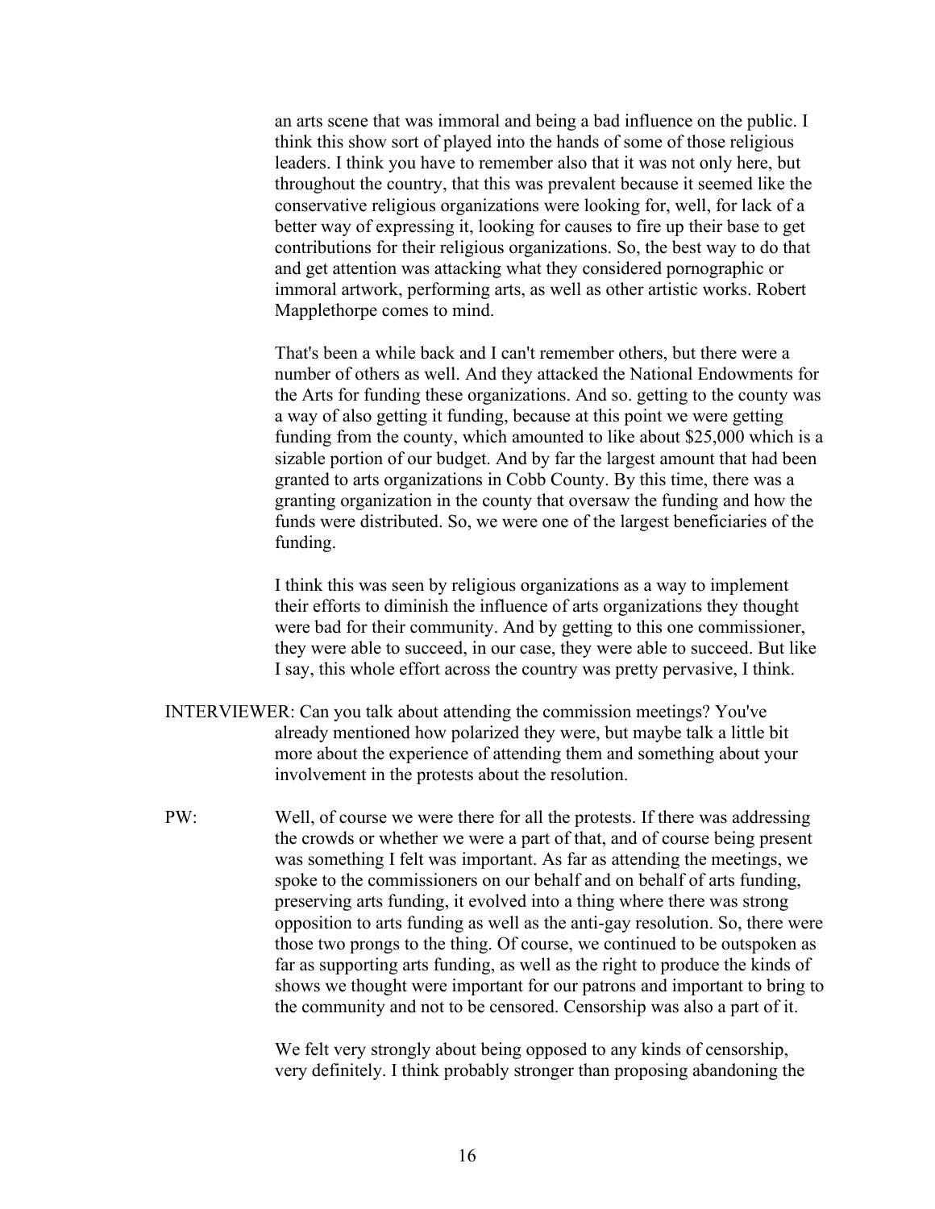an arts scene that was immoral and being a bad influence on the public. I think this show sort of played into the hands of some of those religious leaders. I think you have to remember also that it was not only here, but throughout the country, that this was prevalent because it seemed like the conservative religious organizations were looking for, well, for lack of a better way of expressing it, looking for causes to fire up their base to get contributions for their religious organizations. So, the best way to do that and get attention was attacking what they considered pornographic or immoral artwork, performing arts, as well as other artistic works. Robert Mapplethorpe comes to mind.

That's been a while back and I can't remember others, but there were a number of others as well. And they attacked the National Endowments for the Arts for funding these organizations. And so. getting to the county was a way of also getting it funding, because at this point we were getting funding from the county, which amounted to like about $25,000 which is a sizable portion of our budget. And by far the largest amount that had been granted to arts organizations in Cobb County. By this time, there was a granting organization in the county that oversaw the funding and how the funds were distributed. So, we were one of the largest beneficiaries of the funding.

I think this was seen by religious organizations as a way to implement their efforts to diminish the influence of arts organizations they thought were bad for their community. And by getting to this one commissioner, they were able to succeed, in our case, they were able to succeed. But like I say, this whole effort across the country was pretty pervasive, I think.

INTERVIEWER: Can you talk about attending the commission meetings? You've already mentioned how polarized they were, but maybe talk a little bit more about the experience of attending them and something about your involvement in the protests about the resolution.

PW: Well, of course we were there for all the protests. If there was addressing the crowds or whether we were a part of that, and of course being present was something I felt was important. As far as attending the meetings, we spoke to the commissioners on our behalf and on behalf of arts funding, preserving arts funding, it evolved into a thing where there was strong opposition to arts funding as well as the anti-gay resolution. So, there were those two prongs to the thing. Of course, we continued to be outspoken as far as supporting arts funding, as well as the right to produce the kinds of shows we thought were important for our patrons and important to bring to the community and not to be censored. Censorship was also a part of it.

We felt very strongly about being opposed to any kinds of censorship, very definitely. I think probably stronger than proposing abandoning the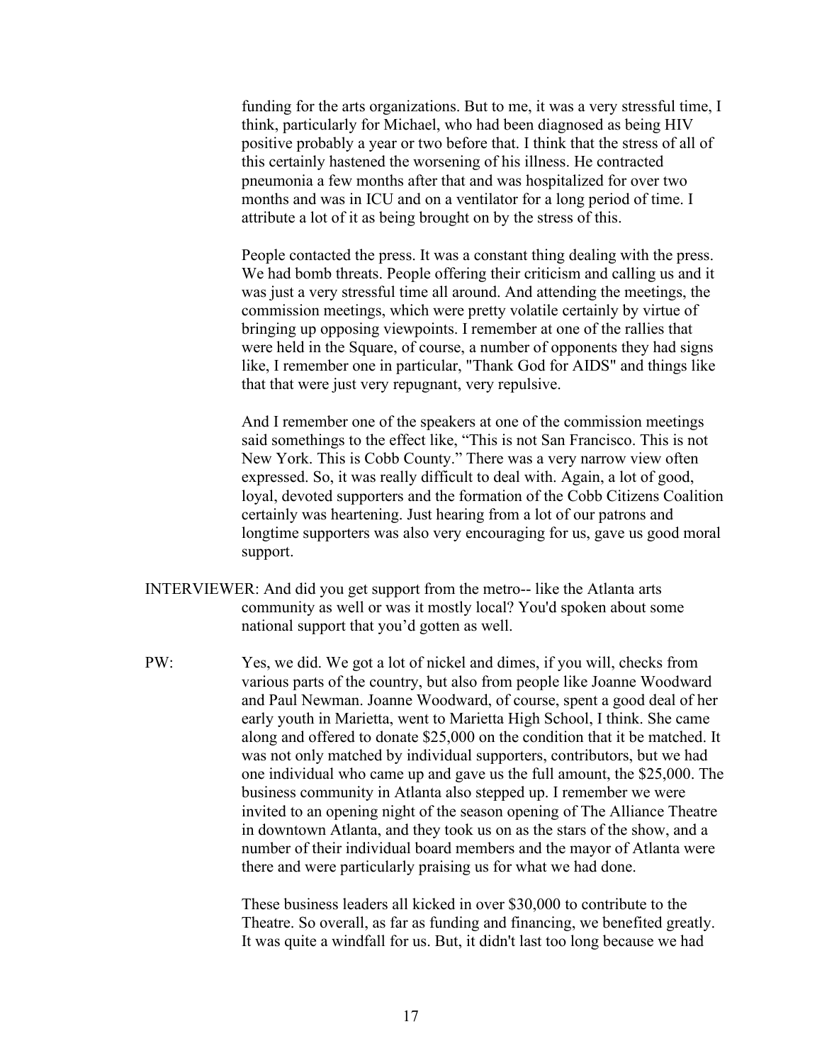funding for the arts organizations. But to me, it was a very stressful time, I think, particularly for Michael, who had been diagnosed as being HIV positive probably a year or two before that. I think that the stress of all of this certainly hastened the worsening of his illness. He contracted pneumonia a few months after that and was hospitalized for over two months and was in ICU and on a ventilator for a long period of time. I attribute a lot of it as being brought on by the stress of this.

People contacted the press. It was a constant thing dealing with the press. We had bomb threats. People offering their criticism and calling us and it was just a very stressful time all around. And attending the meetings, the commission meetings, which were pretty volatile certainly by virtue of bringing up opposing viewpoints. I remember at one of the rallies that were held in the Square, of course, a number of opponents they had signs like, I remember one in particular, "Thank God for AIDS" and things like that that were just very repugnant, very repulsive.

And I remember one of the speakers at one of the commission meetings said somethings to the effect like, "This is not San Francisco. This is not New York. This is Cobb County." There was a very narrow view often expressed. So, it was really difficult to deal with. Again, a lot of good, loyal, devoted supporters and the formation of the Cobb Citizens Coalition certainly was heartening. Just hearing from a lot of our patrons and longtime supporters was also very encouraging for us, gave us good moral support.

INTERVIEWER: And did you get support from the metro-- like the Atlanta arts community as well or was it mostly local? You'd spoken about some national support that you'd gotten as well.

PW: Yes, we did. We got a lot of nickel and dimes, if you will, checks from various parts of the country, but also from people like Joanne Woodward and Paul Newman. Joanne Woodward, of course, spent a good deal of her early youth in Marietta, went to Marietta High School, I think. She came along and offered to donate $25,000 on the condition that it be matched. It was not only matched by individual supporters, contributors, but we had one individual who came up and gave us the full amount, the $25,000. The business community in Atlanta also stepped up. I remember we were invited to an opening night of the season opening of The Alliance Theatre in downtown Atlanta, and they took us on as the stars of the show, and a number of their individual board members and the mayor of Atlanta were there and were particularly praising us for what we had done.

These business leaders all kicked in over $30,000 to contribute to the Theatre. So overall, as far as funding and financing, we benefited greatly. It was quite a windfall for us. But, it didn't last too long because we had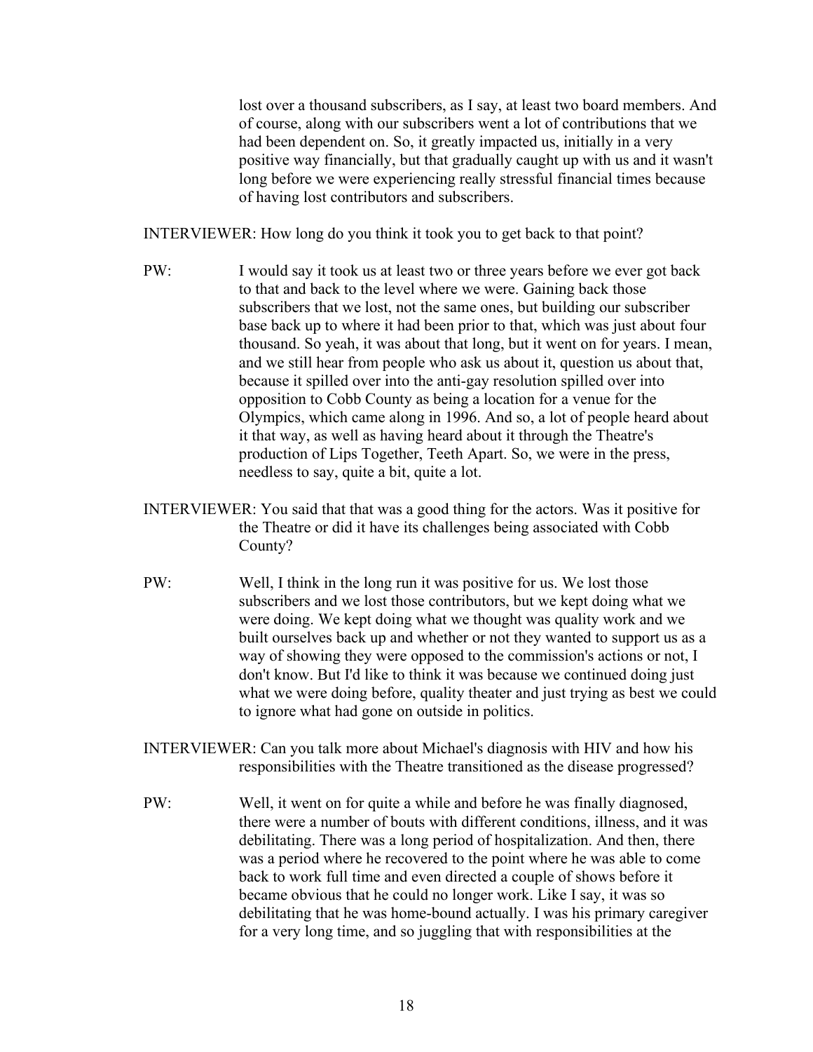lost over a thousand subscribers, as I say, at least two board members. And of course, along with our subscribers went a lot of contributions that we had been dependent on. So, it greatly impacted us, initially in a very positive way financially, but that gradually caught up with us and it wasn't long before we were experiencing really stressful financial times because of having lost contributors and subscribers.

INTERVIEWER: How long do you think it took you to get back to that point?

PW: I would say it took us at least two or three years before we ever got back to that and back to the level where we were. Gaining back those subscribers that we lost, not the same ones, but building our subscriber base back up to where it had been prior to that, which was just about four thousand. So yeah, it was about that long, but it went on for years. I mean, and we still hear from people who ask us about it, question us about that, because it spilled over into the anti-gay resolution spilled over into opposition to Cobb County as being a location for a venue for the Olympics, which came along in 1996. And so, a lot of people heard about it that way, as well as having heard about it through the Theatre's production of Lips Together, Teeth Apart. So, we were in the press, needless to say, quite a bit, quite a lot.

INTERVIEWER: You said that that was a good thing for the actors. Was it positive for the Theatre or did it have its challenges being associated with Cobb County?

PW: Well, I think in the long run it was positive for us. We lost those subscribers and we lost those contributors, but we kept doing what we were doing. We kept doing what we thought was quality work and we built ourselves back up and whether or not they wanted to support us as a way of showing they were opposed to the commission's actions or not, I don't know. But I'd like to think it was because we continued doing just what we were doing before, quality theater and just trying as best we could to ignore what had gone on outside in politics.

INTERVIEWER: Can you talk more about Michael's diagnosis with HIV and how his responsibilities with the Theatre transitioned as the disease progressed?

PW: Well, it went on for quite a while and before he was finally diagnosed, there were a number of bouts with different conditions, illness, and it was debilitating. There was a long period of hospitalization. And then, there was a period where he recovered to the point where he was able to come back to work full time and even directed a couple of shows before it became obvious that he could no longer work. Like I say, it was so debilitating that he was home-bound actually. I was his primary caregiver for a very long time, and so juggling that with responsibilities at the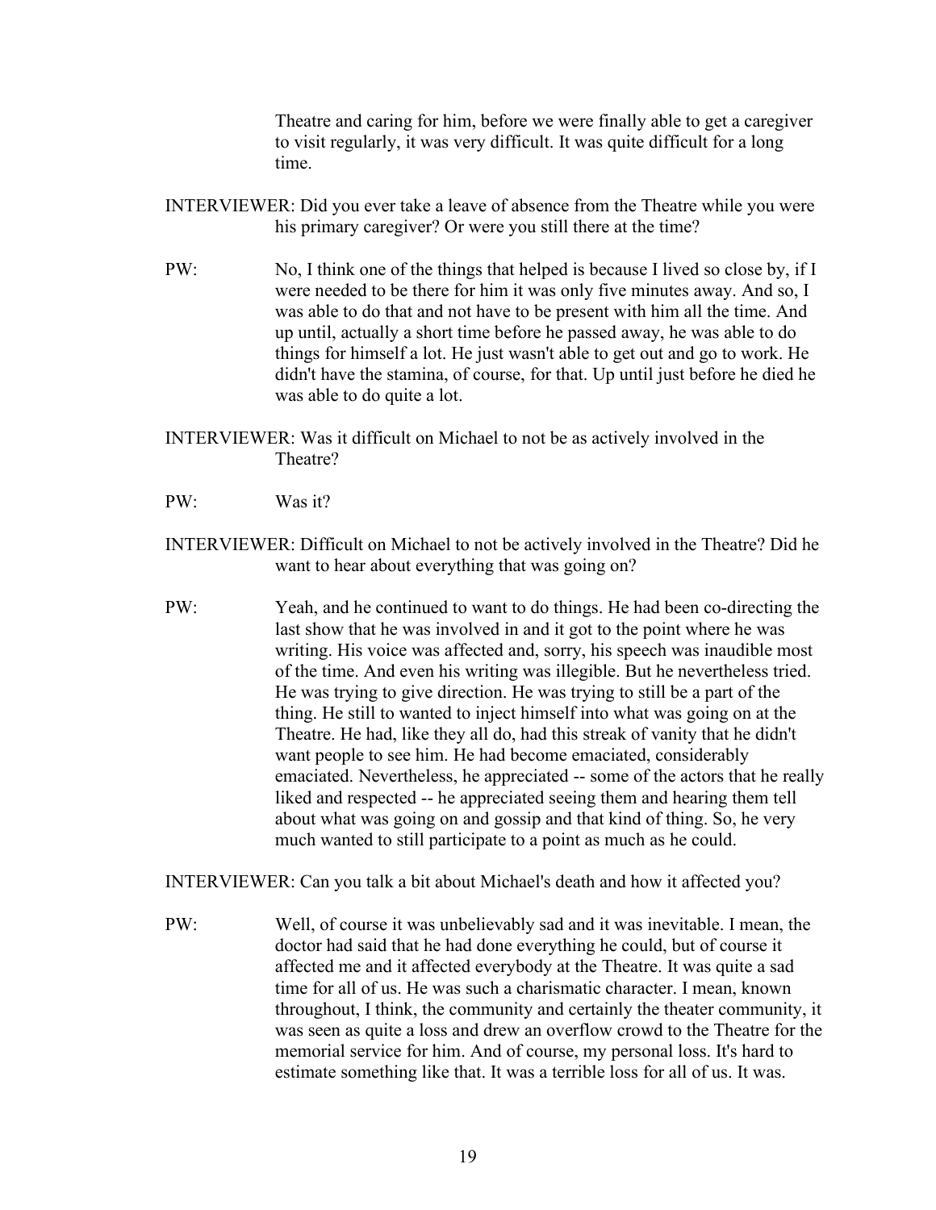Theatre and caring for him, before we were finally able to get a caregiver to visit regularly, it was very difficult. It was quite difficult for a long time.

INTERVIEWER: Did you ever take a leave of absence from the Theatre while you were his primary caregiver? Or were you still there at the time?

PW: No, I think one of the things that helped is because I lived so close by, if I were needed to be there for him it was only five minutes away. And so, I was able to do that and not have to be present with him all the time. And up until, actually a short time before he passed away, he was able to do things for himself a lot. He just wasn't able to get out and go to work. He didn't have the stamina, of course, for that. Up until just before he died he was able to do quite a lot.

INTERVIEWER: Was it difficult on Michael to not be as actively involved in the Theatre?

PW: Was it?

INTERVIEWER: Difficult on Michael to not be actively involved in the Theatre? Did he want to hear about everything that was going on?

PW: Yeah, and he continued to want to do things. He had been co-directing the last show that he was involved in and it got to the point where he was writing. His voice was affected and, sorry, his speech was inaudible most of the time. And even his writing was illegible. But he nevertheless tried. He was trying to give direction. He was trying to still be a part of the thing. He still to wanted to inject himself into what was going on at the Theatre. He had, like they all do, had this streak of vanity that he didn't want people to see him. He had become emaciated, considerably emaciated. Nevertheless, he appreciated -- some of the actors that he really liked and respected -- he appreciated seeing them and hearing them tell about what was going on and gossip and that kind of thing. So, he very much wanted to still participate to a point as much as he could.

INTERVIEWER: Can you talk a bit about Michael's death and how it affected you?

PW: Well, of course it was unbelievably sad and it was inevitable. I mean, the doctor had said that he had done everything he could, but of course it affected me and it affected everybody at the Theatre. It was quite a sad time for all of us. He was such a charismatic character. I mean, known throughout, I think, the community and certainly the theater community, it was seen as quite a loss and drew an overflow crowd to the Theatre for the memorial service for him. And of course, my personal loss. It's hard to estimate something like that. It was a terrible loss for all of us. It was.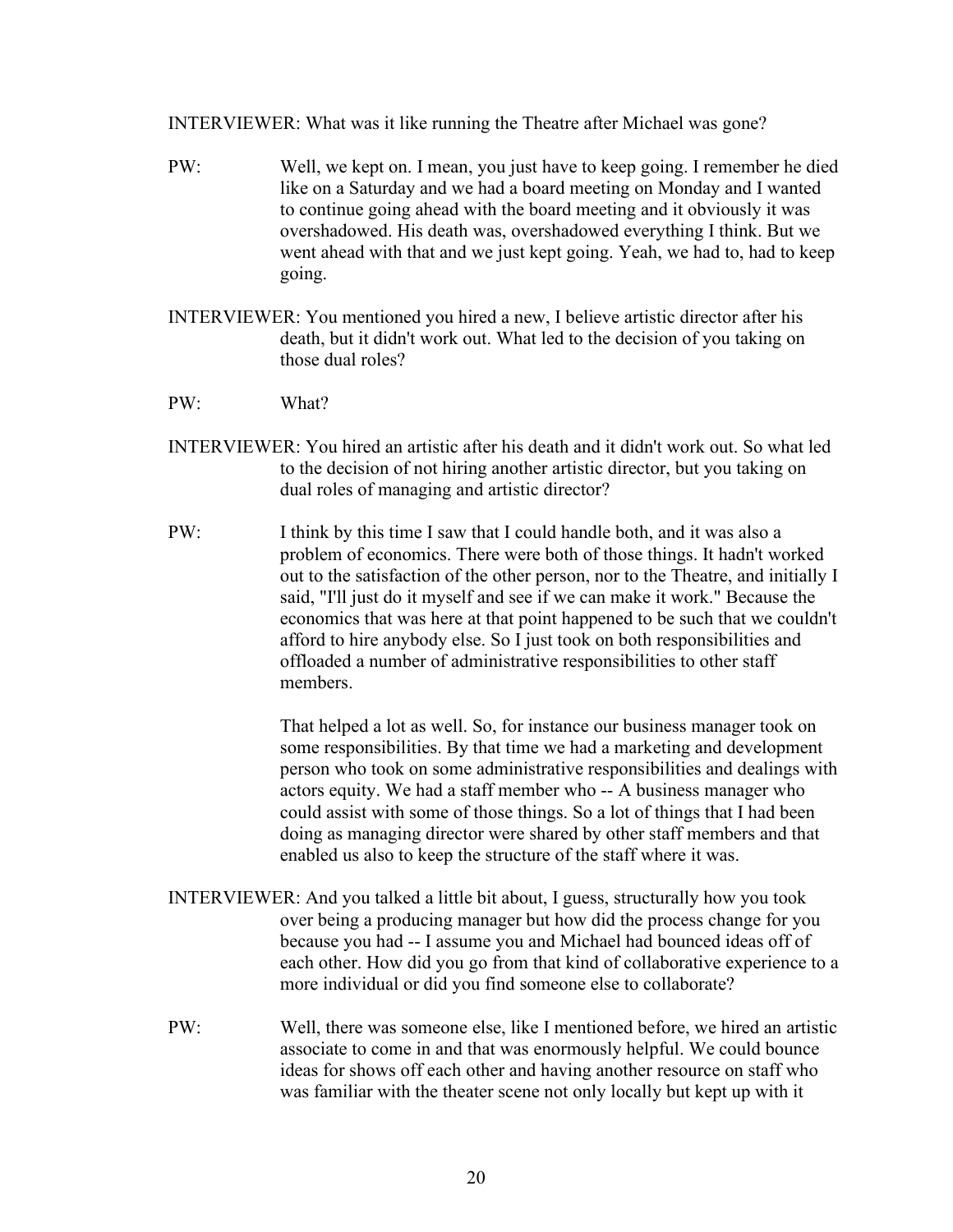INTERVIEWER: What was it like running the Theatre after Michael was gone?

PW: Well, we kept on. I mean, you just have to keep going. I remember he died like on a Saturday and we had a board meeting on Monday and I wanted to continue going ahead with the board meeting and it obviously it was overshadowed. His death was, overshadowed everything I think. But we went ahead with that and we just kept going. Yeah, we had to, had to keep going.

INTERVIEWER: You mentioned you hired a new, I believe artistic director after his death, but it didn't work out. What led to the decision of you taking on those dual roles?

PW: What?

INTERVIEWER: You hired an artistic after his death and it didn't work out. So what led to the decision of not hiring another artistic director, but you taking on dual roles of managing and artistic director?

PW: I think by this time I saw that I could handle both, and it was also a problem of economics. There were both of those things. It hadn't worked out to the satisfaction of the other person, nor to the Theatre, and initially I said, "I'll just do it myself and see if we can make it work." Because the economics that was here at that point happened to be such that we couldn't afford to hire anybody else. So I just took on both responsibilities and offloaded a number of administrative responsibilities to other staff members.

That helped a lot as well. So, for instance our business manager took on some responsibilities. By that time we had a marketing and development person who took on some administrative responsibilities and dealings with actors equity. We had a staff member who -- A business manager who could assist with some of those things. So a lot of things that I had been doing as managing director were shared by other staff members and that enabled us also to keep the structure of the staff where it was.

INTERVIEWER: And you talked a little bit about, I guess, structurally how you took over being a producing manager but how did the process change for you because you had -- I assume you and Michael had bounced ideas off of each other. How did you go from that kind of collaborative experience to a more individual or did you find someone else to collaborate?

PW: Well, there was someone else, like I mentioned before, we hired an artistic associate to come in and that was enormously helpful. We could bounce ideas for shows off each other and having another resource on staff who was familiar with the theater scene not only locally but kept up with it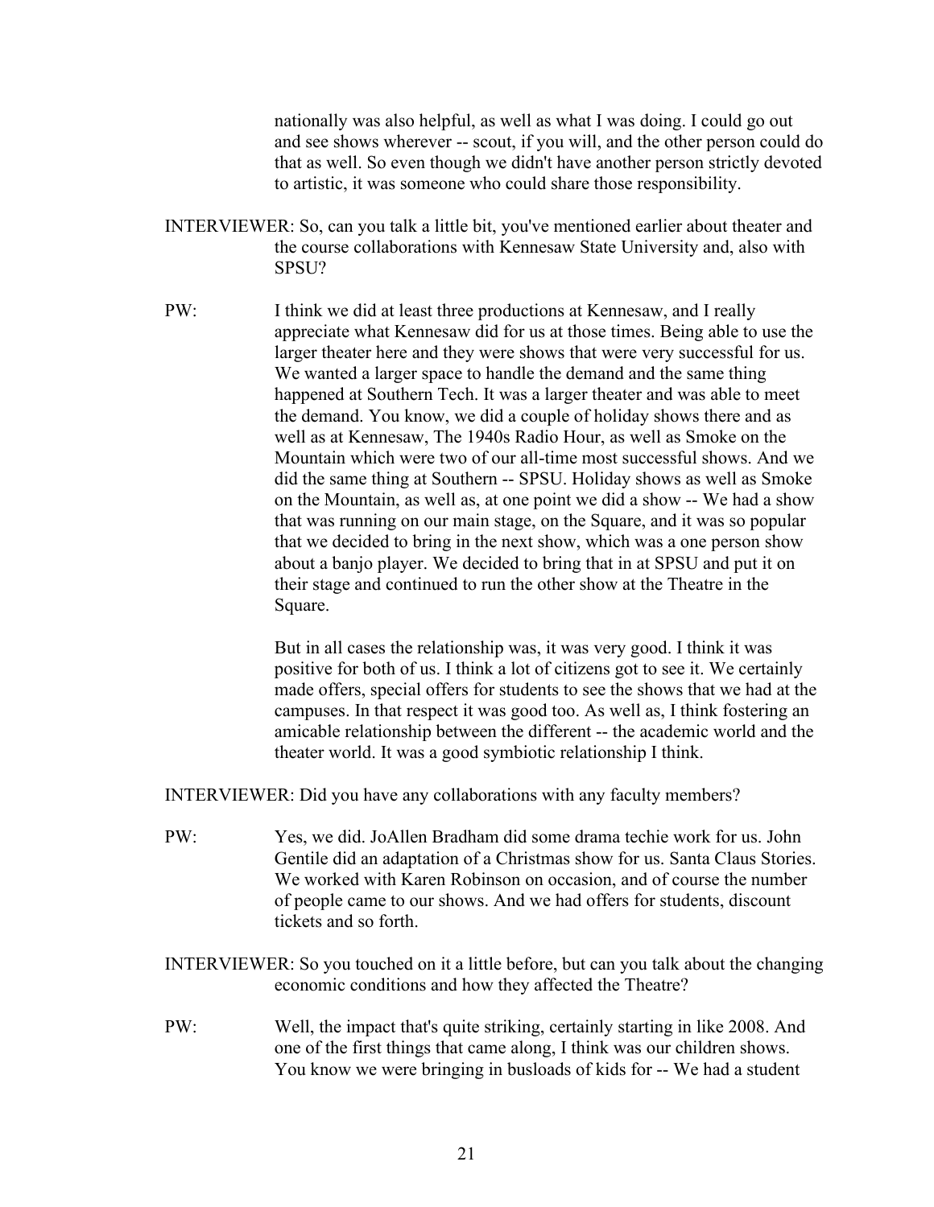nationally was also helpful, as well as what I was doing. I could go out and see shows wherever -- scout, if you will, and the other person could do that as well. So even though we didn't have another person strictly devoted to artistic, it was someone who could share those responsibility.

INTERVIEWER: So, can you talk a little bit, you've mentioned earlier about theater and the course collaborations with Kennesaw State University and, also with SPSU?

PW: I think we did at least three productions at Kennesaw, and I really appreciate what Kennesaw did for us at those times. Being able to use the larger theater here and they were shows that were very successful for us. We wanted a larger space to handle the demand and the same thing happened at Southern Tech. It was a larger theater and was able to meet the demand. You know, we did a couple of holiday shows there and as well as at Kennesaw, The 1940s Radio Hour, as well as Smoke on the Mountain which were two of our all-time most successful shows. And we did the same thing at Southern -- SPSU. Holiday shows as well as Smoke on the Mountain, as well as, at one point we did a show -- We had a show that was running on our main stage, on the Square, and it was so popular that we decided to bring in the next show, which was a one person show about a banjo player. We decided to bring that in at SPSU and put it on their stage and continued to run the other show at the Theatre in the Square.

But in all cases the relationship was, it was very good. I think it was positive for both of us. I think a lot of citizens got to see it. We certainly made offers, special offers for students to see the shows that we had at the campuses. In that respect it was good too. As well as, I think fostering an amicable relationship between the different -- the academic world and the theater world. It was a good symbiotic relationship I think.

INTERVIEWER: Did you have any collaborations with any faculty members?

PW: Yes, we did. JoAllen Bradham did some drama techie work for us. John Gentile did an adaptation of a Christmas show for us. Santa Claus Stories. We worked with Karen Robinson on occasion, and of course the number of people came to our shows. And we had offers for students, discount tickets and so forth.

INTERVIEWER: So you touched on it a little before, but can you talk about the changing economic conditions and how they affected the Theatre?

PW: Well, the impact that's quite striking, certainly starting in like 2008. And one of the first things that came along, I think was our children shows. You know we were bringing in busloads of kids for -- We had a student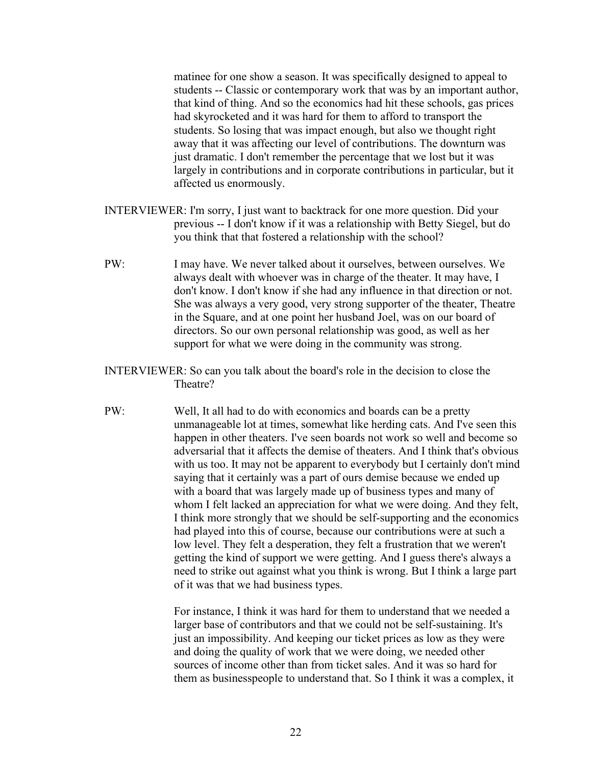matinee for one show a season. It was specifically designed to appeal to students -- Classic or contemporary work that was by an important author, that kind of thing. And so the economics had hit these schools, gas prices had skyrocketed and it was hard for them to afford to transport the students. So losing that was impact enough, but also we thought right away that it was affecting our level of contributions. The downturn was just dramatic. I don't remember the percentage that we lost but it was largely in contributions and in corporate contributions in particular, but it affected us enormously.

INTERVIEWER: I'm sorry, I just want to backtrack for one more question. Did your previous -- I don't know if it was a relationship with Betty Siegel, but do you think that that fostered a relationship with the school?

PW: I may have. We never talked about it ourselves, between ourselves. We always dealt with whoever was in charge of the theater. It may have, I don't know. I don't know if she had any influence in that direction or not. She was always a very good, very strong supporter of the theater, Theatre in the Square, and at one point her husband Joel, was on our board of directors. So our own personal relationship was good, as well as her support for what we were doing in the community was strong.

INTERVIEWER: So can you talk about the board's role in the decision to close the Theatre?

PW: Well, It all had to do with economics and boards can be a pretty unmanageable lot at times, somewhat like herding cats. And I've seen this happen in other theaters. I've seen boards not work so well and become so adversarial that it affects the demise of theaters. And I think that's obvious with us too. It may not be apparent to everybody but I certainly don't mind saying that it certainly was a part of ours demise because we ended up with a board that was largely made up of business types and many of whom I felt lacked an appreciation for what we were doing. And they felt, I think more strongly that we should be self-supporting and the economics had played into this of course, because our contributions were at such a low level. They felt a desperation, they felt a frustration that we weren't getting the kind of support we were getting. And I guess there's always a need to strike out against what you think is wrong. But I think a large part of it was that we had business types.

For instance, I think it was hard for them to understand that we needed a larger base of contributors and that we could not be self-sustaining. It's just an impossibility. And keeping our ticket prices as low as they were and doing the quality of work that we were doing, we needed other sources of income other than from ticket sales. And it was so hard for them as businesspeople to understand that. So I think it was a complex, it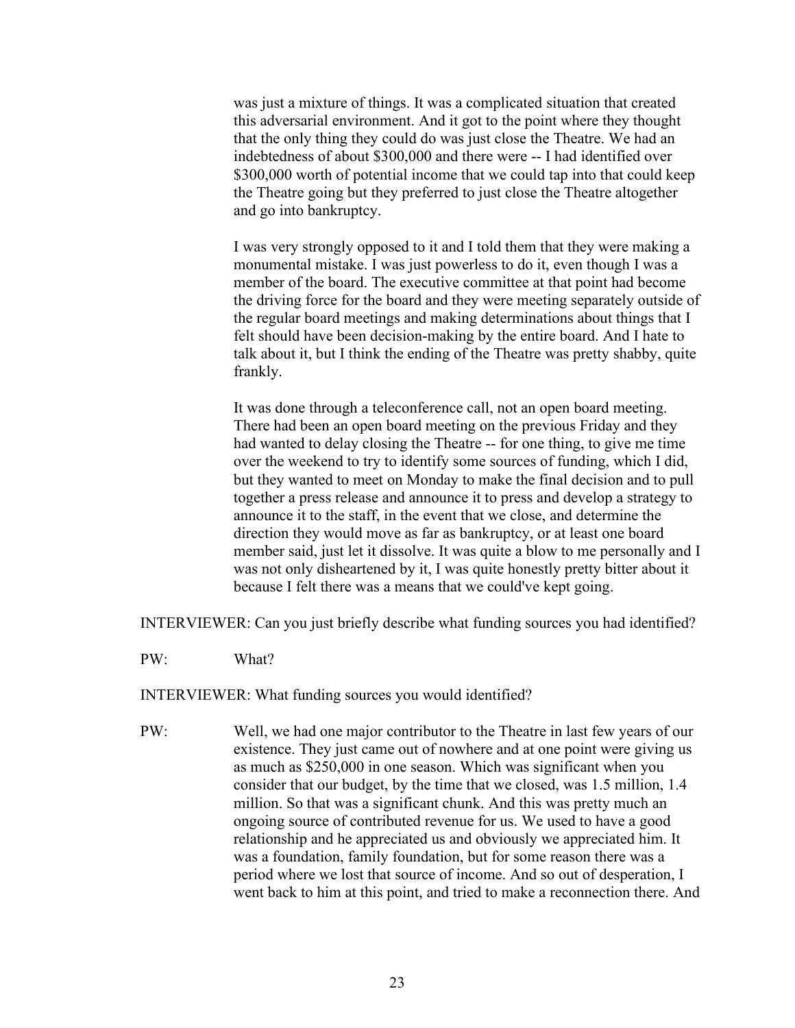was just a mixture of things. It was a complicated situation that created this adversarial environment. And it got to the point where they thought that the only thing they could do was just close the Theatre. We had an indebtedness of about $300,000 and there were -- I had identified over $300,000 worth of potential income that we could tap into that could keep the Theatre going but they preferred to just close the Theatre altogether and go into bankruptcy.

I was very strongly opposed to it and I told them that they were making a monumental mistake. I was just powerless to do it, even though I was a member of the board. The executive committee at that point had become the driving force for the board and they were meeting separately outside of the regular board meetings and making determinations about things that I felt should have been decision-making by the entire board. And I hate to talk about it, but I think the ending of the Theatre was pretty shabby, quite frankly.

It was done through a teleconference call, not an open board meeting. There had been an open board meeting on the previous Friday and they had wanted to delay closing the Theatre -- for one thing, to give me time over the weekend to try to identify some sources of funding, which I did, but they wanted to meet on Monday to make the final decision and to pull together a press release and announce it to press and develop a strategy to announce it to the staff, in the event that we close, and determine the direction they would move as far as bankruptcy, or at least one board member said, just let it dissolve. It was quite a blow to me personally and I was not only disheartened by it, I was quite honestly pretty bitter about it because I felt there was a means that we could've kept going.

INTERVIEWER: Can you just briefly describe what funding sources you had identified?

PW: What?

INTERVIEWER: What funding sources you would identified?

PW: Well, we had one major contributor to the Theatre in last few years of our existence. They just came out of nowhere and at one point were giving us as much as $250,000 in one season. Which was significant when you consider that our budget, by the time that we closed, was 1.5 million, 1.4 million. So that was a significant chunk. And this was pretty much an ongoing source of contributed revenue for us. We used to have a good relationship and he appreciated us and obviously we appreciated him. It was a foundation, family foundation, but for some reason there was a period where we lost that source of income. And so out of desperation, I went back to him at this point, and tried to make a reconnection there. And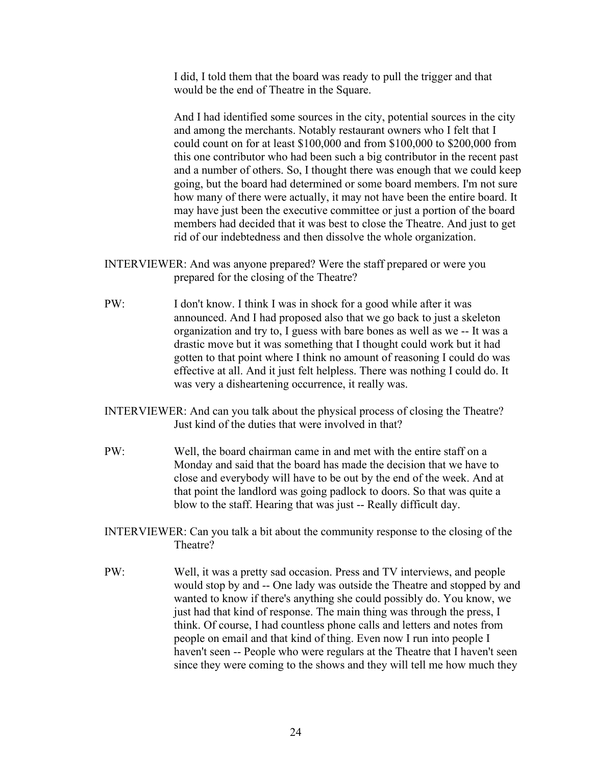I did, I told them that the board was ready to pull the trigger and that would be the end of Theatre in the Square.

And I had identified some sources in the city, potential sources in the city and among the merchants. Notably restaurant owners who I felt that I could count on for at least $100,000 and from $100,000 to $200,000 from this one contributor who had been such a big contributor in the recent past and a number of others. So, I thought there was enough that we could keep going, but the board had determined or some board members. I'm not sure how many of there were actually, it may not have been the entire board. It may have just been the executive committee or just a portion of the board members had decided that it was best to close the Theatre. And just to get rid of our indebtedness and then dissolve the whole organization.

INTERVIEWER: And was anyone prepared? Were the staff prepared or were you prepared for the closing of the Theatre?

PW: I don't know. I think I was in shock for a good while after it was announced. And I had proposed also that we go back to just a skeleton organization and try to, I guess with bare bones as well as we -- It was a drastic move but it was something that I thought could work but it had gotten to that point where I think no amount of reasoning I could do was effective at all. And it just felt helpless. There was nothing I could do. It was very a disheartening occurrence, it really was.

INTERVIEWER: And can you talk about the physical process of closing the Theatre? Just kind of the duties that were involved in that?

PW: Well, the board chairman came in and met with the entire staff on a Monday and said that the board has made the decision that we have to close and everybody will have to be out by the end of the week. And at that point the landlord was going padlock to doors. So that was quite a blow to the staff. Hearing that was just -- Really difficult day.

INTERVIEWER: Can you talk a bit about the community response to the closing of the Theatre?

PW: Well, it was a pretty sad occasion. Press and TV interviews, and people would stop by and -- One lady was outside the Theatre and stopped by and wanted to know if there's anything she could possibly do. You know, we just had that kind of response. The main thing was through the press, I think. Of course, I had countless phone calls and letters and notes from people on email and that kind of thing. Even now I run into people I haven't seen -- People who were regulars at the Theatre that I haven't seen since they were coming to the shows and they will tell me how much they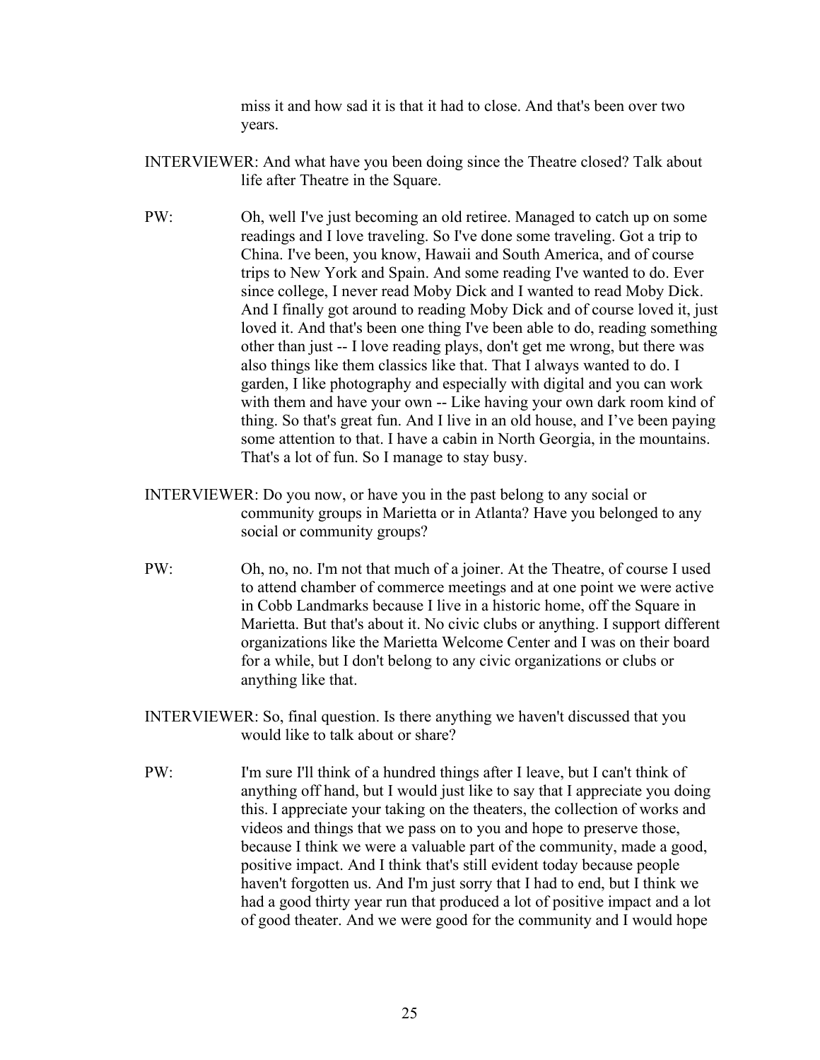miss it and how sad it is that it had to close. And that's been over two years.

INTERVIEWER: And what have you been doing since the Theatre closed? Talk about life after Theatre in the Square.

PW: Oh, well I've just becoming an old retiree. Managed to catch up on some readings and I love traveling. So I've done some traveling. Got a trip to China. I've been, you know, Hawaii and South America, and of course trips to New York and Spain. And some reading I've wanted to do. Ever since college, I never read Moby Dick and I wanted to read Moby Dick. And I finally got around to reading Moby Dick and of course loved it, just loved it. And that's been one thing I've been able to do, reading something other than just -- I love reading plays, don't get me wrong, but there was also things like them classics like that. That I always wanted to do. I garden, I like photography and especially with digital and you can work with them and have your own -- Like having your own dark room kind of thing. So that's great fun. And I live in an old house, and I've been paying some attention to that. I have a cabin in North Georgia, in the mountains. That's a lot of fun. So I manage to stay busy.

INTERVIEWER: Do you now, or have you in the past belong to any social or community groups in Marietta or in Atlanta? Have you belonged to any social or community groups?

PW: Oh, no, no. I'm not that much of a joiner. At the Theatre, of course I used to attend chamber of commerce meetings and at one point we were active in Cobb Landmarks because I live in a historic home, off the Square in Marietta. But that's about it. No civic clubs or anything. I support different organizations like the Marietta Welcome Center and I was on their board for a while, but I don't belong to any civic organizations or clubs or anything like that.

INTERVIEWER: So, final question. Is there anything we haven't discussed that you would like to talk about or share?

PW: I'm sure I'll think of a hundred things after I leave, but I can't think of anything off hand, but I would just like to say that I appreciate you doing this. I appreciate your taking on the theaters, the collection of works and videos and things that we pass on to you and hope to preserve those, because I think we were a valuable part of the community, made a good, positive impact. And I think that's still evident today because people haven't forgotten us. And I'm just sorry that I had to end, but I think we had a good thirty year run that produced a lot of positive impact and a lot of good theater. And we were good for the community and I would hope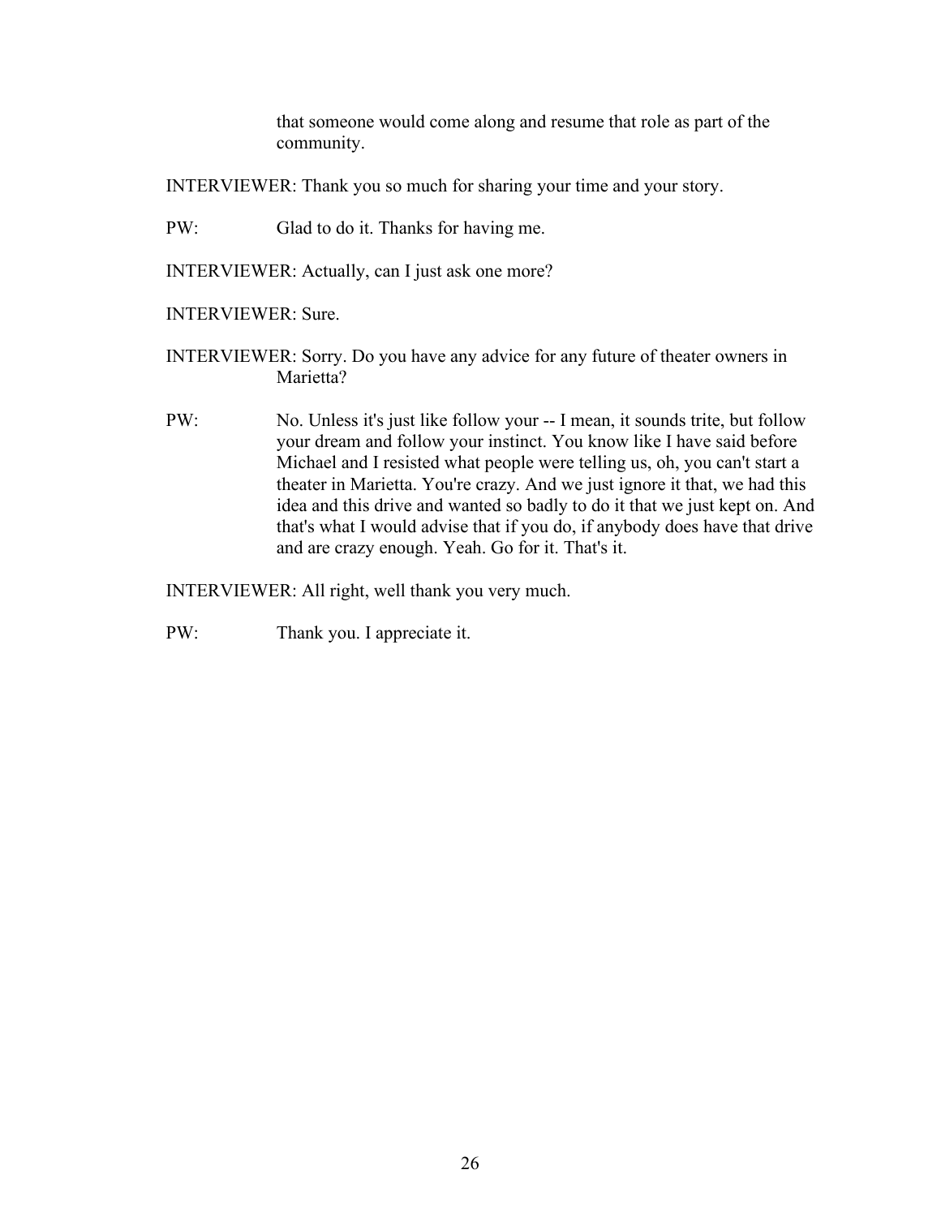that someone would come along and resume that role as part of the community.

INTERVIEWER: Thank you so much for sharing your time and your story.

PW: Glad to do it. Thanks for having me.

INTERVIEWER: Actually, can I just ask one more?

INTERVIEWER: Sure.

INTERVIEWER: Sorry. Do you have any advice for any future of theater owners in Marietta?

PW: No. Unless it's just like follow your -- I mean, it sounds trite, but follow your dream and follow your instinct. You know like I have said before Michael and I resisted what people were telling us, oh, you can't start a theater in Marietta. You're crazy. And we just ignore it that, we had this idea and this drive and wanted so badly to do it that we just kept on. And that's what I would advise that if you do, if anybody does have that drive and are crazy enough. Yeah. Go for it. That's it.

INTERVIEWER: All right, well thank you very much.

PW: Thank you. I appreciate it.